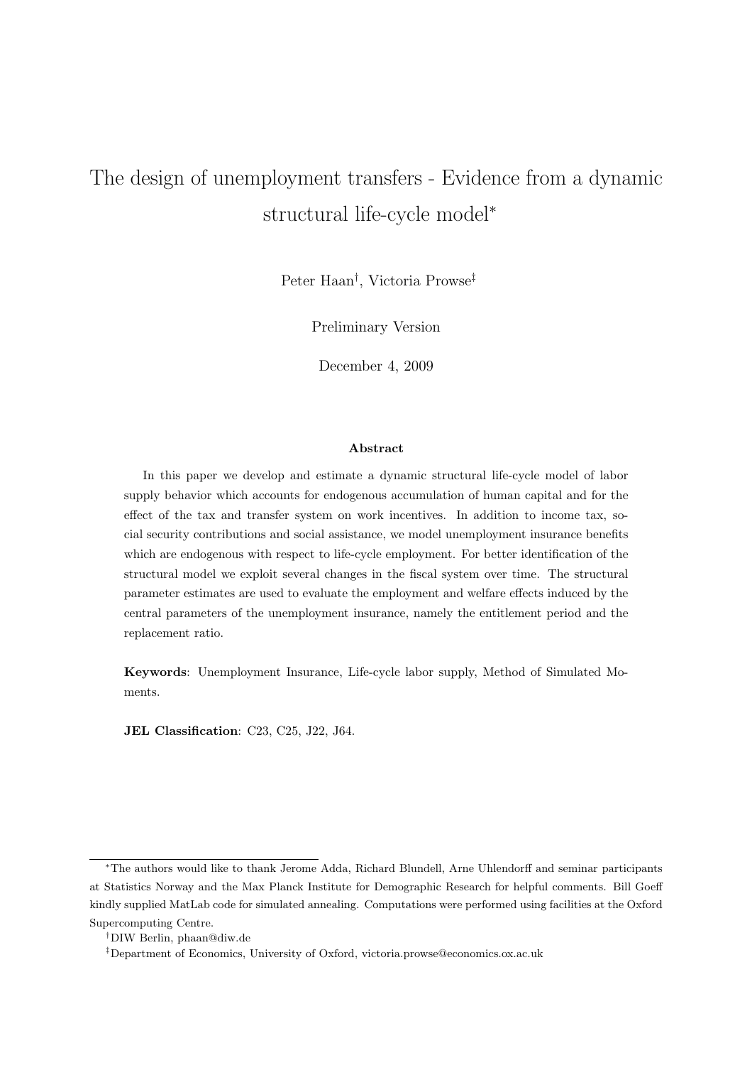# The design of unemployment transfers - Evidence from a dynamic structural life-cycle model*

Peter Haan[†], Victoria Prowse[‡]

Preliminary Version

December 4, 2009

## Abstract

In this paper we develop and estimate a dynamic structural life-cycle model of labor supply behavior which accounts for endogenous accumulation of human capital and for the effect of the tax and transfer system on work incentives. In addition to income tax, social security contributions and social assistance, we model unemployment insurance benefits which are endogenous with respect to life-cycle employment. For better identification of the structural model we exploit several changes in the fiscal system over time. The structural parameter estimates are used to evaluate the employment and welfare effects induced by the central parameters of the unemployment insurance, namely the entitlement period and the replacement ratio.

**Keywords**: Unemployment Insurance, Life-cycle labor supply, Method of Simulated Moments.

**JEL Classification**: C23, C25, J22, J64.

---

*The authors would like to thank Jerome Adda, Richard Blundell, Arne Uhlendorff and seminar participants at Statistics Norway and the Max Planck Institute for Demographic Research for helpful comments. Bill Goeff kindly supplied MatLab code for simulated annealing. Computations were performed using facilities at the Oxford Supercomputing Centre.

†DIW Berlin, phaan@diw.de

‡Department of Economics, University of Oxford, victoria.prowse@economics.ox.ac.uk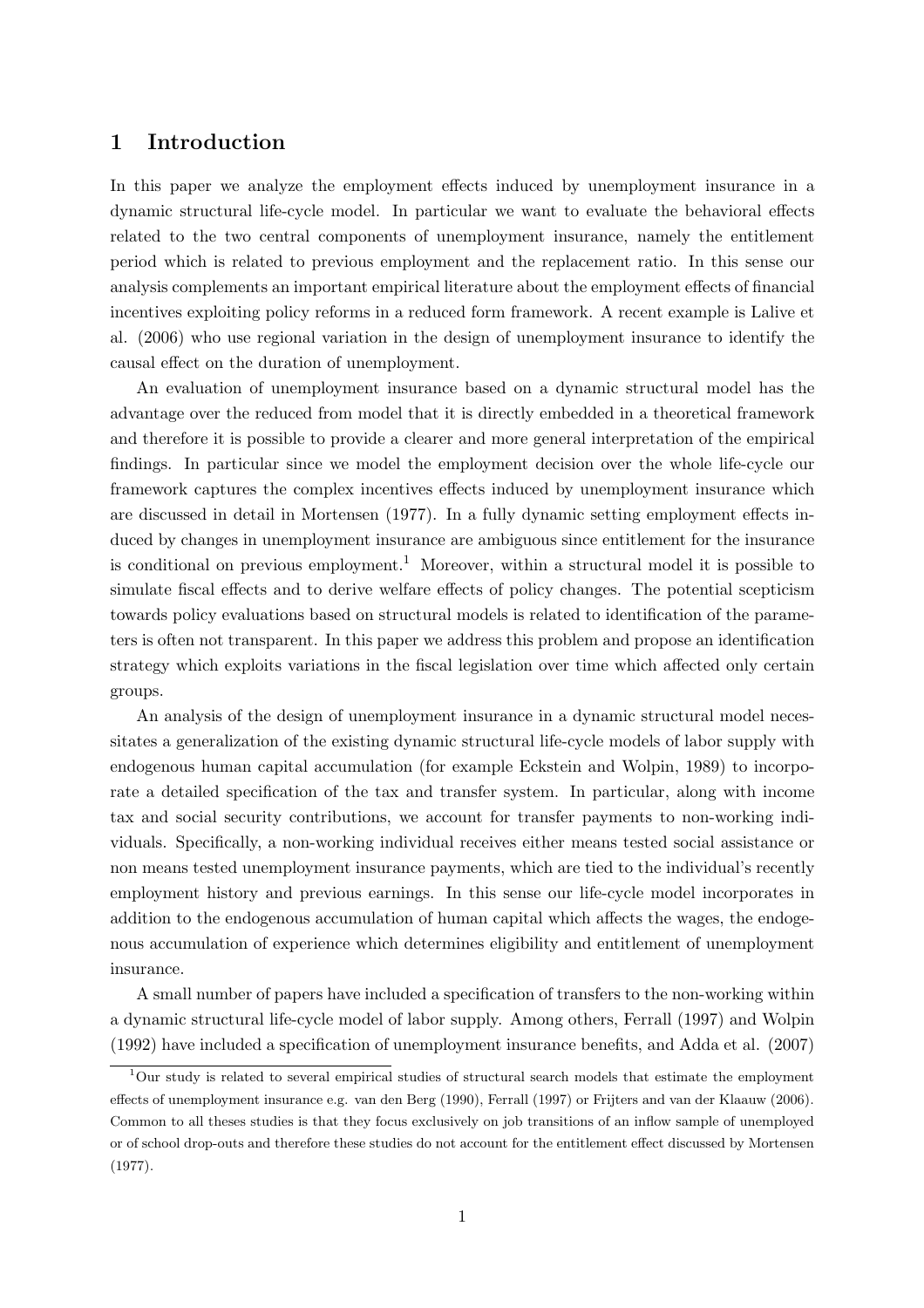# 1 Introduction

In this paper we analyze the employment effects induced by unemployment insurance in a dynamic structural life-cycle model. In particular we want to evaluate the behavioral effects related to the two central components of unemployment insurance, namely the entitlement period which is related to previous employment and the replacement ratio. In this sense our analysis complements an important empirical literature about the employment effects of financial incentives exploiting policy reforms in a reduced form framework. A recent example is Lalive et al. (2006) who use regional variation in the design of unemployment insurance to identify the causal effect on the duration of unemployment.

An evaluation of unemployment insurance based on a dynamic structural model has the advantage over the reduced from model that it is directly embedded in a theoretical framework and therefore it is possible to provide a clearer and more general interpretation of the empirical findings. In particular since we model the employment decision over the whole life-cycle our framework captures the complex incentives effects induced by unemployment insurance which are discussed in detail in Mortensen (1977). In a fully dynamic setting employment effects induced by changes in unemployment insurance are ambiguous since entitlement for the insurance is conditional on previous employment.[1] Moreover, within a structural model it is possible to simulate fiscal effects and to derive welfare effects of policy changes. The potential scepticism towards policy evaluations based on structural models is related to identification of the parameters is often not transparent. In this paper we address this problem and propose an identification strategy which exploits variations in the fiscal legislation over time which affected only certain groups.

An analysis of the design of unemployment insurance in a dynamic structural model necessitates a generalization of the existing dynamic structural life-cycle models of labor supply with endogenous human capital accumulation (for example Eckstein and Wolpin, 1989) to incorporate a detailed specification of the tax and transfer system. In particular, along with income tax and social security contributions, we account for transfer payments to non-working individuals. Specifically, a non-working individual receives either means tested social assistance or non means tested unemployment insurance payments, which are tied to the individual's recently employment history and previous earnings. In this sense our life-cycle model incorporates in addition to the endogenous accumulation of human capital which affects the wages, the endogenous accumulation of experience which determines eligibility and entitlement of unemployment insurance.

A small number of papers have included a specification of transfers to the non-working within a dynamic structural life-cycle model of labor supply. Among others, Ferrall (1997) and Wolpin (1992) have included a specification of unemployment insurance benefits, and Adda et al. (2007)

[1] Our study is related to several empirical studies of structural search models that estimate the employment effects of unemployment insurance e.g. van den Berg (1990), Ferrall (1997) or Frijters and van der Klaauw (2006). Common to all theses studies is that they focus exclusively on job transitions of an inflow sample of unemployed or of school drop-outs and therefore these studies do not account for the entitlement effect discussed by Mortensen (1977).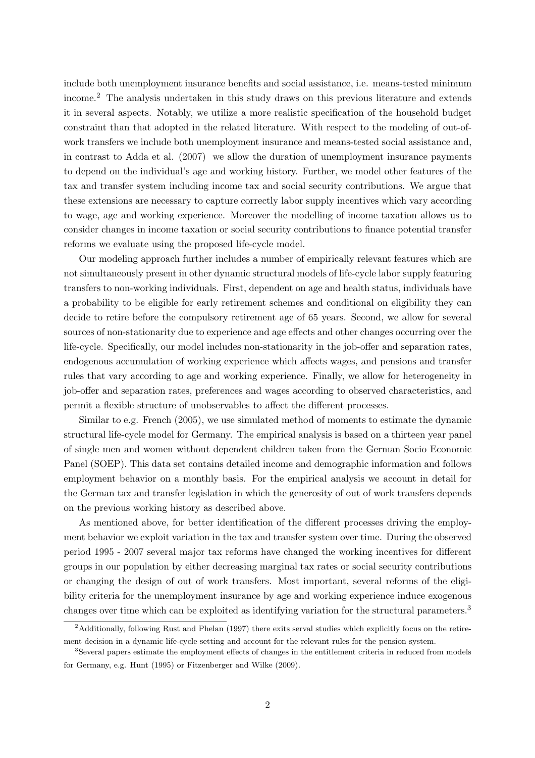include both unemployment insurance benefits and social assistance, i.e. means-tested minimum income.[2] The analysis undertaken in this study draws on this previous literature and extends it in several aspects. Notably, we utilize a more realistic specification of the household budget constraint than that adopted in the related literature. With respect to the modeling of out-of-work transfers we include both unemployment insurance and means-tested social assistance and, in contrast to Adda et al. (2007) we allow the duration of unemployment insurance payments to depend on the individual's age and working history. Further, we model other features of the tax and transfer system including income tax and social security contributions. We argue that these extensions are necessary to capture correctly labor supply incentives which vary according to wage, age and working experience. Moreover the modelling of income taxation allows us to consider changes in income taxation or social security contributions to finance potential transfer reforms we evaluate using the proposed life-cycle model.

Our modeling approach further includes a number of empirically relevant features which are not simultaneously present in other dynamic structural models of life-cycle labor supply featuring transfers to non-working individuals. First, dependent on age and health status, individuals have a probability to be eligible for early retirement schemes and conditional on eligibility they can decide to retire before the compulsory retirement age of 65 years. Second, we allow for several sources of non-stationarity due to experience and age effects and other changes occurring over the life-cycle. Specifically, our model includes non-stationarity in the job-offer and separation rates, endogenous accumulation of working experience which affects wages, and pensions and transfer rules that vary according to age and working experience. Finally, we allow for heterogeneity in job-offer and separation rates, preferences and wages according to observed characteristics, and permit a flexible structure of unobservables to affect the different processes.

Similar to e.g. French (2005), we use simulated method of moments to estimate the dynamic structural life-cycle model for Germany. The empirical analysis is based on a thirteen year panel of single men and women without dependent children taken from the German Socio Economic Panel (SOEP). This data set contains detailed income and demographic information and follows employment behavior on a monthly basis. For the empirical analysis we account in detail for the German tax and transfer legislation in which the generosity of out of work transfers depends on the previous working history as described above.

As mentioned above, for better identification of the different processes driving the employment behavior we exploit variation in the tax and transfer system over time. During the observed period 1995 - 2007 several major tax reforms have changed the working incentives for different groups in our population by either decreasing marginal tax rates or social security contributions or changing the design of out of work transfers. Most important, several reforms of the eligibility criteria for the unemployment insurance by age and working experience induce exogenous changes over time which can be exploited as identifying variation for the structural parameters.[3]

[2]Additionally, following Rust and Phelan (1997) there exits serval studies which explicitly focus on the retirement decision in a dynamic life-cycle setting and account for the relevant rules for the pension system.

[3]Several papers estimate the employment effects of changes in the entitlement criteria in reduced from models for Germany, e.g. Hunt (1995) or Fitzenberger and Wilke (2009).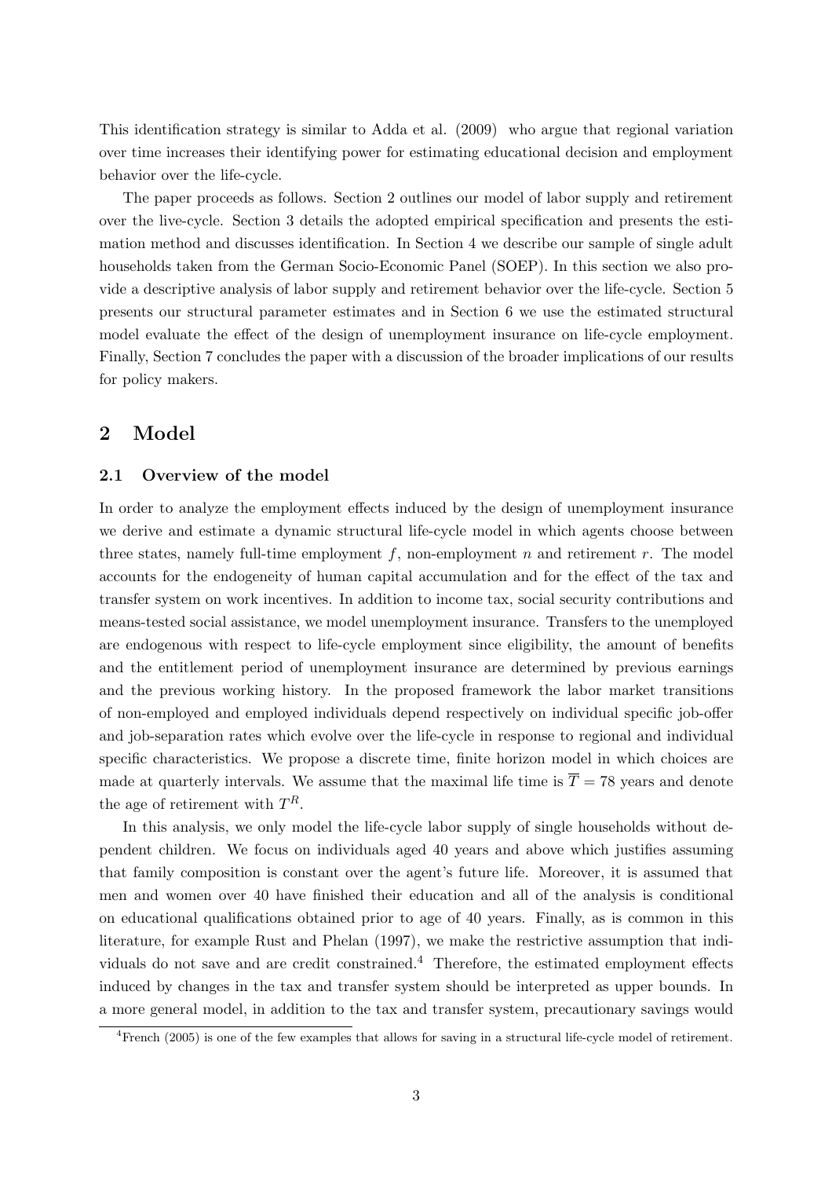This identification strategy is similar to Adda et al. (2009) who argue that regional variation over time increases their identifying power for estimating educational decision and employment behavior over the life-cycle.

The paper proceeds as follows. Section 2 outlines our model of labor supply and retirement over the live-cycle. Section 3 details the adopted empirical specification and presents the estimation method and discusses identification. In Section 4 we describe our sample of single adult households taken from the German Socio-Economic Panel (SOEP). In this section we also provide a descriptive analysis of labor supply and retirement behavior over the life-cycle. Section 5 presents our structural parameter estimates and in Section 6 we use the estimated structural model evaluate the effect of the design of unemployment insurance on life-cycle employment. Finally, Section 7 concludes the paper with a discussion of the broader implications of our results for policy makers.

## 2 Model

### 2.1 Overview of the model

In order to analyze the employment effects induced by the design of unemployment insurance we derive and estimate a dynamic structural life-cycle model in which agents choose between three states, namely full-time employment $f$, non-employment $n$ and retirement $r$. The model accounts for the endogeneity of human capital accumulation and for the effect of the tax and transfer system on work incentives. In addition to income tax, social security contributions and means-tested social assistance, we model unemployment insurance. Transfers to the unemployed are endogenous with respect to life-cycle employment since eligibility, the amount of benefits and the entitlement period of unemployment insurance are determined by previous earnings and the previous working history. In the proposed framework the labor market transitions of non-employed and employed individuals depend respectively on individual specific job-offer and job-separation rates which evolve over the life-cycle in response to regional and individual specific characteristics. We propose a discrete time, finite horizon model in which choices are made at quarterly intervals. We assume that the maximal life time is $\overline{T} = 78$ years and denote the age of retirement with $T^R$.

In this analysis, we only model the life-cycle labor supply of single households without dependent children. We focus on individuals aged 40 years and above which justifies assuming that family composition is constant over the agent's future life. Moreover, it is assumed that men and women over 40 have finished their education and all of the analysis is conditional on educational qualifications obtained prior to age of 40 years. Finally, as is common in this literature, for example Rust and Phelan (1997), we make the restrictive assumption that individuals do not save and are credit constrained.[4] Therefore, the estimated employment effects induced by changes in the tax and transfer system should be interpreted as upper bounds. In a more general model, in addition to the tax and transfer system, precautionary savings would

[4] French (2005) is one of the few examples that allows for saving in a structural life-cycle model of retirement.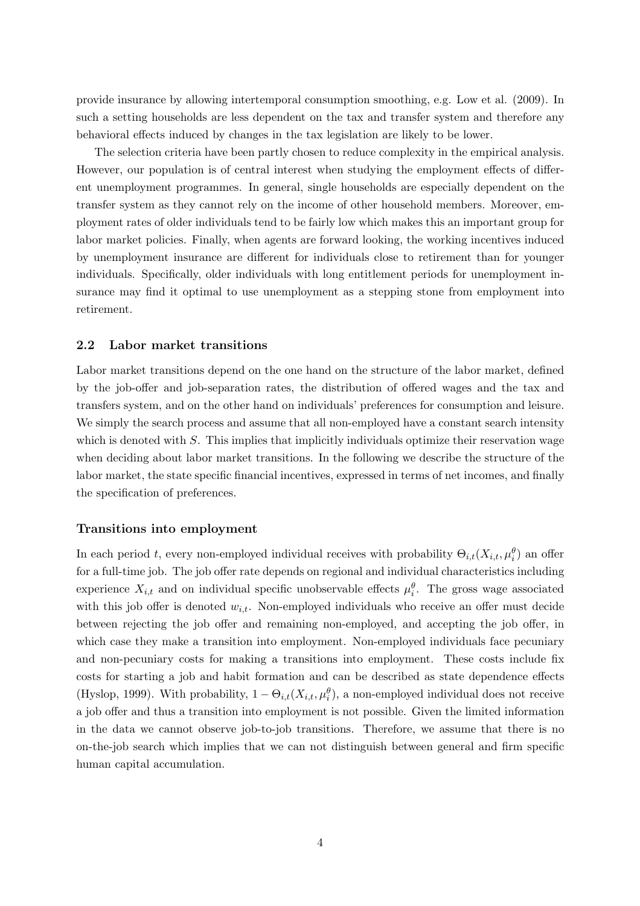provide insurance by allowing intertemporal consumption smoothing, e.g. Low et al. (2009). In such a setting households are less dependent on the tax and transfer system and therefore any behavioral effects induced by changes in the tax legislation are likely to be lower.

The selection criteria have been partly chosen to reduce complexity in the empirical analysis. However, our population is of central interest when studying the employment effects of different unemployment programmes. In general, single households are especially dependent on the transfer system as they cannot rely on the income of other household members. Moreover, employment rates of older individuals tend to be fairly low which makes this an important group for labor market policies. Finally, when agents are forward looking, the working incentives induced by unemployment insurance are different for individuals close to retirement than for younger individuals. Specifically, older individuals with long entitlement periods for unemployment insurance may find it optimal to use unemployment as a stepping stone from employment into retirement.

### 2.2 Labor market transitions

Labor market transitions depend on the one hand on the structure of the labor market, defined by the job-offer and job-separation rates, the distribution of offered wages and the tax and transfers system, and on the other hand on individuals' preferences for consumption and leisure. We simply the search process and assume that all non-employed have a constant search intensity which is denoted with $S$. This implies that implicitly individuals optimize their reservation wage when deciding about labor market transitions. In the following we describe the structure of the labor market, the state specific financial incentives, expressed in terms of net incomes, and finally the specification of preferences.

#### Transitions into employment

In each period $t$, every non-employed individual receives with probability $\Theta_{i,t}(X_{i,t}, \mu_i^\theta)$ an offer for a full-time job. The job offer rate depends on regional and individual characteristics including experience $X_{i,t}$ and on individual specific unobservable effects $\mu_i^\theta$. The gross wage associated with this job offer is denoted $w_{i,t}$. Non-employed individuals who receive an offer must decide between rejecting the job offer and remaining non-employed, and accepting the job offer, in which case they make a transition into employment. Non-employed individuals face pecuniary and non-pecuniary costs for making a transitions into employment. These costs include fix costs for starting a job and habit formation and can be described as state dependence effects (Hyslop, 1999). With probability, $1 - \Theta_{i,t}(X_{i,t}, \mu_i^\theta)$, a non-employed individual does not receive a job offer and thus a transition into employment is not possible. Given the limited information in the data we cannot observe job-to-job transitions. Therefore, we assume that there is no on-the-job search which implies that we can not distinguish between general and firm specific human capital accumulation.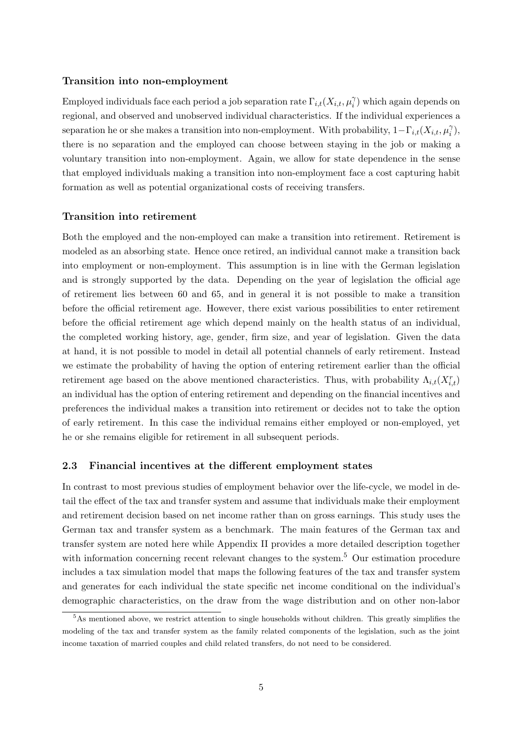### Transition into non-employment

Employed individuals face each period a job separation rate $\Gamma_{i,t}(X_{i,t}, \mu_i^{\gamma})$ which again depends on regional, and observed and unobserved individual characteristics. If the individual experiences a separation he or she makes a transition into non-employment. With probability, $1-\Gamma_{i,t}(X_{i,t}, \mu_i^{\gamma})$, there is no separation and the employed can choose between staying in the job or making a voluntary transition into non-employment. Again, we allow for state dependence in the sense that employed individuals making a transition into non-employment face a cost capturing habit formation as well as potential organizational costs of receiving transfers.

### Transition into retirement

Both the employed and the non-employed can make a transition into retirement. Retirement is modeled as an absorbing state. Hence once retired, an individual cannot make a transition back into employment or non-employment. This assumption is in line with the German legislation and is strongly supported by the data. Depending on the year of legislation the official age of retirement lies between 60 and 65, and in general it is not possible to make a transition before the official retirement age. However, there exist various possibilities to enter retirement before the official retirement age which depend mainly on the health status of an individual, the completed working history, age, gender, firm size, and year of legislation. Given the data at hand, it is not possible to model in detail all potential channels of early retirement. Instead we estimate the probability of having the option of entering retirement earlier than the official retirement age based on the above mentioned characteristics. Thus, with probability $\Lambda_{i,t}(X_{i,t}^r)$ an individual has the option of entering retirement and depending on the financial incentives and preferences the individual makes a transition into retirement or decides not to take the option of early retirement. In this case the individual remains either employed or non-employed, yet he or she remains eligible for retirement in all subsequent periods.

## 2.3 Financial incentives at the different employment states

In contrast to most previous studies of employment behavior over the life-cycle, we model in detail the effect of the tax and transfer system and assume that individuals make their employment and retirement decision based on net income rather than on gross earnings. This study uses the German tax and transfer system as a benchmark. The main features of the German tax and transfer system are noted here while Appendix II provides a more detailed description together with information concerning recent relevant changes to the system.[5] Our estimation procedure includes a tax simulation model that maps the following features of the tax and transfer system and generates for each individual the state specific net income conditional on the individual's demographic characteristics, on the draw from the wage distribution and on other non-labor

[5] As mentioned above, we restrict attention to single households without children. This greatly simplifies the modeling of the tax and transfer system as the family related components of the legislation, such as the joint income taxation of married couples and child related transfers, do not need to be considered.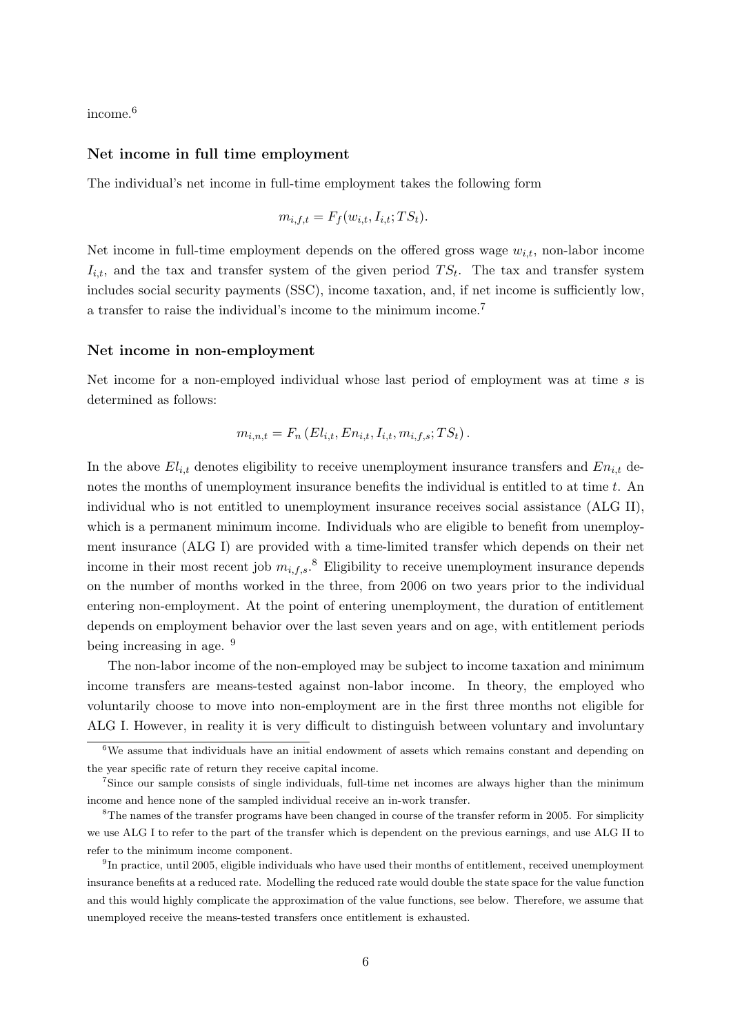income.[6]

**Net income in full time employment**

The individual's net income in full-time employment takes the following form

$$m_{i,f,t} = F_f(w_{i,t}, I_{i,t}; TS_t).$$

Net income in full-time employment depends on the offered gross wage $w_{i,t}$, non-labor income $I_{i,t}$, and the tax and transfer system of the given period $TS_t$. The tax and transfer system includes social security payments (SSC), income taxation, and, if net income is sufficiently low, a transfer to raise the individual's income to the minimum income.[7]

**Net income in non-employment**

Net income for a non-employed individual whose last period of employment was at time $s$ is determined as follows:

$$m_{i,n,t} = F_n\left(El_{i,t}, En_{i,t}, I_{i,t}, m_{i,f,s}; TS_t\right).$$

In the above $El_{i,t}$ denotes eligibility to receive unemployment insurance transfers and $En_{i,t}$ denotes the months of unemployment insurance benefits the individual is entitled to at time $t$. An individual who is not entitled to unemployment insurance receives social assistance (ALG II), which is a permanent minimum income. Individuals who are eligible to benefit from unemployment insurance (ALG I) are provided with a time-limited transfer which depends on their net income in their most recent job $m_{i,f,s}$.[8] Eligibility to receive unemployment insurance depends on the number of months worked in the three, from 2006 on two years prior to the individual entering non-employment. At the point of entering unemployment, the duration of entitlement depends on employment behavior over the last seven years and on age, with entitlement periods being increasing in age. [9]

The non-labor income of the non-employed may be subject to income taxation and minimum income transfers are means-tested against non-labor income. In theory, the employed who voluntarily choose to move into non-employment are in the first three months not eligible for ALG I. However, in reality it is very difficult to distinguish between voluntary and involuntary

[6] We assume that individuals have an initial endowment of assets which remains constant and depending on the year specific rate of return they receive capital income.

[7] Since our sample consists of single individuals, full-time net incomes are always higher than the minimum income and hence none of the sampled individual receive an in-work transfer.

[8] The names of the transfer programs have been changed in course of the transfer reform in 2005. For simplicity we use ALG I to refer to the part of the transfer which is dependent on the previous earnings, and use ALG II to refer to the minimum income component.

[9] In practice, until 2005, eligible individuals who have used their months of entitlement, received unemployment insurance benefits at a reduced rate. Modelling the reduced rate would double the state space for the value function and this would highly complicate the approximation of the value functions, see below. Therefore, we assume that unemployed receive the means-tested transfers once entitlement is exhausted.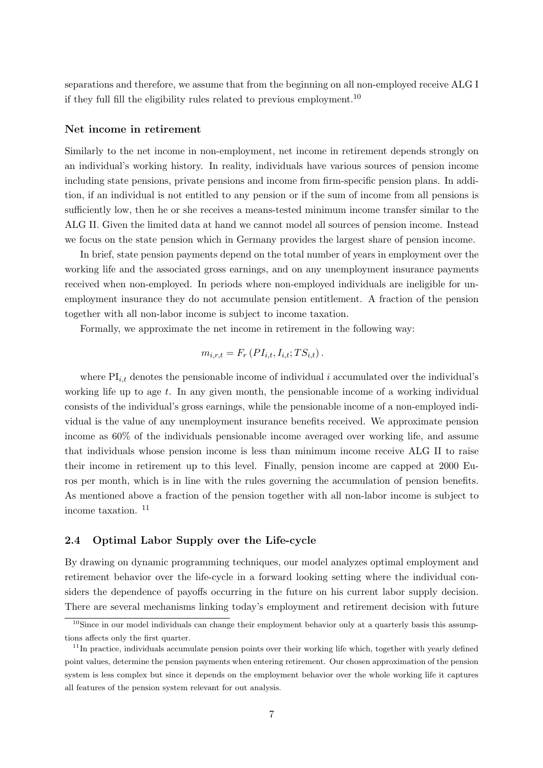separations and therefore, we assume that from the beginning on all non-employed receive ALG I if they full fill the eligibility rules related to previous employment.[10]

### Net income in retirement

Similarly to the net income in non-employment, net income in retirement depends strongly on an individual's working history. In reality, individuals have various sources of pension income including state pensions, private pensions and income from firm-specific pension plans. In addition, if an individual is not entitled to any pension or if the sum of income from all pensions is sufficiently low, then he or she receives a means-tested minimum income transfer similar to the ALG II. Given the limited data at hand we cannot model all sources of pension income. Instead we focus on the state pension which in Germany provides the largest share of pension income.

In brief, state pension payments depend on the total number of years in employment over the working life and the associated gross earnings, and on any unemployment insurance payments received when non-employed. In periods where non-employed individuals are ineligible for unemployment insurance they do not accumulate pension entitlement. A fraction of the pension together with all non-labor income is subject to income taxation.

Formally, we approximate the net income in retirement in the following way:

$$m_{i,r,t} = F_r\left(PI_{i,t}, I_{i,t}; TS_{i,t}\right).$$

where $\mathrm{PI}_{i,t}$ denotes the pensionable income of individual $i$ accumulated over the individual's working life up to age $t$. In any given month, the pensionable income of a working individual consists of the individual's gross earnings, while the pensionable income of a non-employed individual is the value of any unemployment insurance benefits received. We approximate pension income as 60% of the individuals pensionable income averaged over working life, and assume that individuals whose pension income is less than minimum income receive ALG II to raise their income in retirement up to this level. Finally, pension income are capped at 2000 Euros per month, which is in line with the rules governing the accumulation of pension benefits. As mentioned above a fraction of the pension together with all non-labor income is subject to income taxation. [11]

## 2.4 Optimal Labor Supply over the Life-cycle

By drawing on dynamic programming techniques, our model analyzes optimal employment and retirement behavior over the life-cycle in a forward looking setting where the individual considers the dependence of payoffs occurring in the future on his current labor supply decision. There are several mechanisms linking today's employment and retirement decision with future

---

[10] Since in our model individuals can change their employment behavior only at a quarterly basis this assumptions affects only the first quarter.

[11] In practice, individuals accumulate pension points over their working life which, together with yearly defined point values, determine the pension payments when entering retirement. Our chosen approximation of the pension system is less complex but since it depends on the employment behavior over the whole working life it captures all features of the pension system relevant for out analysis.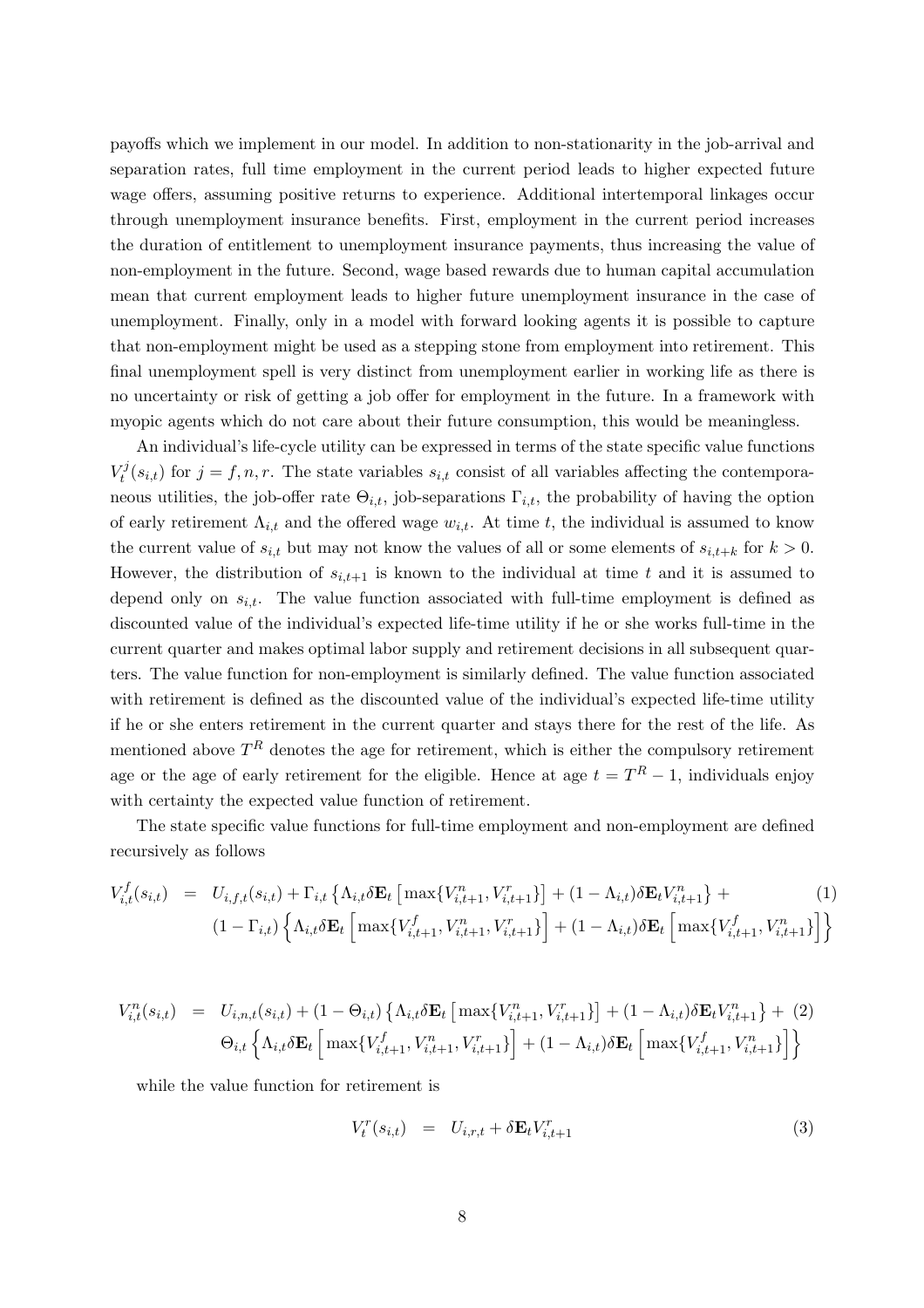payoffs which we implement in our model. In addition to non-stationarity in the job-arrival and separation rates, full time employment in the current period leads to higher expected future wage offers, assuming positive returns to experience. Additional intertemporal linkages occur through unemployment insurance benefits. First, employment in the current period increases the duration of entitlement to unemployment insurance payments, thus increasing the value of non-employment in the future. Second, wage based rewards due to human capital accumulation mean that current employment leads to higher future unemployment insurance in the case of unemployment. Finally, only in a model with forward looking agents it is possible to capture that non-employment might be used as a stepping stone from employment into retirement. This final unemployment spell is very distinct from unemployment earlier in working life as there is no uncertainty or risk of getting a job offer for employment in the future. In a framework with myopic agents which do not care about their future consumption, this would be meaningless.

An individual's life-cycle utility can be expressed in terms of the state specific value functions $V_t^j(s_{i,t})$ for $j = f, n, r$. The state variables $s_{i,t}$ consist of all variables affecting the contemporaneous utilities, the job-offer rate $\Theta_{i,t}$, job-separations $\Gamma_{i,t}$, the probability of having the option of early retirement $\Lambda_{i,t}$ and the offered wage $w_{i,t}$. At time $t$, the individual is assumed to know the current value of $s_{i,t}$ but may not know the values of all or some elements of $s_{i,t+k}$ for $k > 0$. However, the distribution of $s_{i,t+1}$ is known to the individual at time $t$ and it is assumed to depend only on $s_{i,t}$. The value function associated with full-time employment is defined as discounted value of the individual's expected life-time utility if he or she works full-time in the current quarter and makes optimal labor supply and retirement decisions in all subsequent quarters. The value function for non-employment is similarly defined. The value function associated with retirement is defined as the discounted value of the individual's expected life-time utility if he or she enters retirement in the current quarter and stays there for the rest of the life. As mentioned above $T^R$ denotes the age for retirement, which is either the compulsory retirement age or the age of early retirement for the eligible. Hence at age $t = T^R - 1$, individuals enjoy with certainty the expected value function of retirement.

The state specific value functions for full-time employment and non-employment are defined recursively as follows

$$
\begin{aligned}
V_{i,t}^f(s_{i,t}) \;=\; & U_{i,f,t}(s_{i,t}) + \Gamma_{i,t}\left\{\Lambda_{i,t}\delta\mathbf{E}_t\left[\max\{V_{i,t+1}^n, V_{i,t+1}^r\}\right] + (1-\Lambda_{i,t})\delta\mathbf{E}_t V_{i,t+1}^n\right\} + \\
& (1-\Gamma_{i,t})\left\{\Lambda_{i,t}\delta\mathbf{E}_t\left[\max\{V_{i,t+1}^f, V_{i,t+1}^n, V_{i,t+1}^r\}\right] + (1-\Lambda_{i,t})\delta\mathbf{E}_t\left[\max\{V_{i,t+1}^f, V_{i,t+1}^n\}\right]\right\}
\end{aligned} \tag{1}
$$

$$
\begin{aligned}
V_{i,t}^n(s_{i,t}) \;=\; & U_{i,n,t}(s_{i,t}) + (1-\Theta_{i,t})\left\{\Lambda_{i,t}\delta\mathbf{E}_t\left[\max\{V_{i,t+1}^n, V_{i,t+1}^r\}\right] + (1-\Lambda_{i,t})\delta\mathbf{E}_t V_{i,t+1}^n\right\} + \\
& \Theta_{i,t}\left\{\Lambda_{i,t}\delta\mathbf{E}_t\left[\max\{V_{i,t+1}^f, V_{i,t+1}^n, V_{i,t+1}^r\}\right] + (1-\Lambda_{i,t})\delta\mathbf{E}_t\left[\max\{V_{i,t+1}^f, V_{i,t+1}^n\}\right]\right\}
\end{aligned} \tag{2}
$$

while the value function for retirement is

$$
V_t^r(s_{i,t}) \;=\; U_{i,r,t} + \delta\mathbf{E}_t V_{i,t+1}^r \tag{3}
$$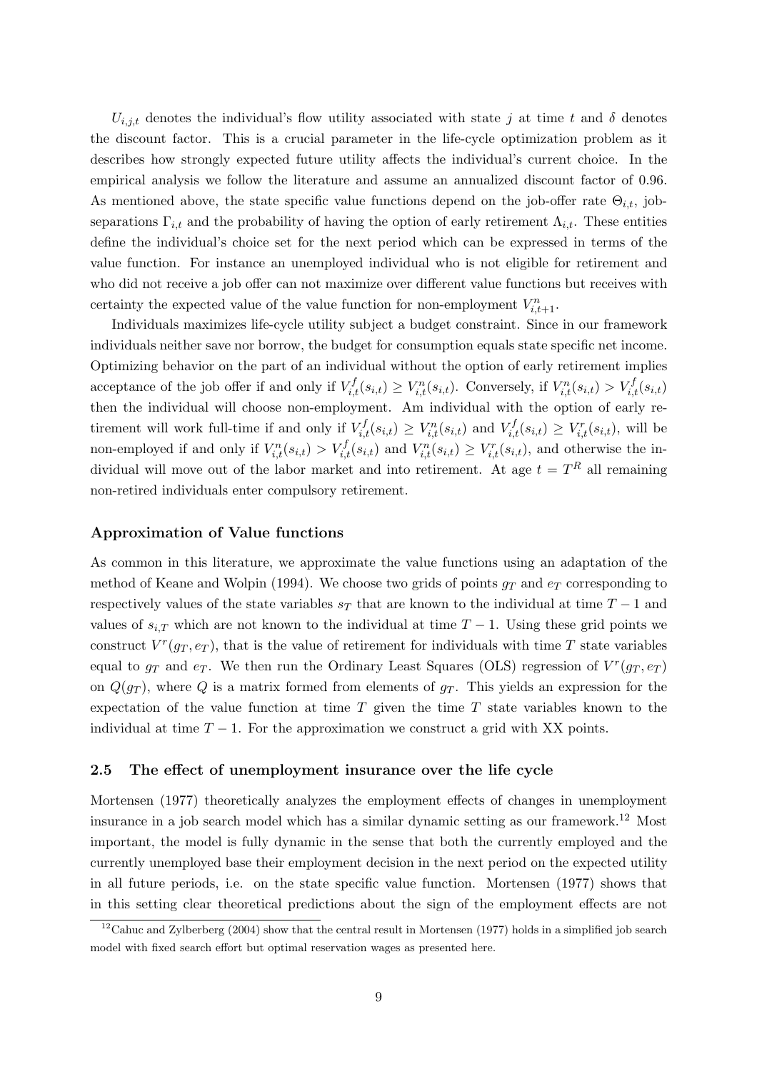$U_{i,j,t}$ denotes the individual's flow utility associated with state $j$ at time $t$ and $\delta$ denotes the discount factor. This is a crucial parameter in the life-cycle optimization problem as it describes how strongly expected future utility affects the individual's current choice. In the empirical analysis we follow the literature and assume an annualized discount factor of 0.96. As mentioned above, the state specific value functions depend on the job-offer rate $\Theta_{i,t}$, job-separations $\Gamma_{i,t}$ and the probability of having the option of early retirement $\Lambda_{i,t}$. These entities define the individual's choice set for the next period which can be expressed in terms of the value function. For instance an unemployed individual who is not eligible for retirement and who did not receive a job offer can not maximize over different value functions but receives with certainty the expected value of the value function for non-employment $V^n_{i,t+1}$.

Individuals maximizes life-cycle utility subject a budget constraint. Since in our framework individuals neither save nor borrow, the budget for consumption equals state specific net income. Optimizing behavior on the part of an individual without the option of early retirement implies acceptance of the job offer if and only if $V^f_{i,t}(s_{i,t}) \geq V^n_{i,t}(s_{i,t})$. Conversely, if $V^n_{i,t}(s_{i,t}) > V^f_{i,t}(s_{i,t})$ then the individual will choose non-employment. Am individual with the option of early retirement will work full-time if and only if $V^f_{i,t}(s_{i,t}) \geq V^n_{i,t}(s_{i,t})$ and $V^f_{i,t}(s_{i,t}) \geq V^r_{i,t}(s_{i,t})$, will be non-employed if and only if $V^n_{i,t}(s_{i,t}) > V^f_{i,t}(s_{i,t})$ and $V^n_{i,t}(s_{i,t}) \geq V^r_{i,t}(s_{i,t})$, and otherwise the individual will move out of the labor market and into retirement. At age $t = T^R$ all remaining non-retired individuals enter compulsory retirement.

### Approximation of Value functions

As common in this literature, we approximate the value functions using an adaptation of the method of Keane and Wolpin (1994). We choose two grids of points $g_T$ and $e_T$ corresponding to respectively values of the state variables $s_T$ that are known to the individual at time $T-1$ and values of $s_{i,T}$ which are not known to the individual at time $T-1$. Using these grid points we construct $V^r(g_T, e_T)$, that is the value of retirement for individuals with time $T$ state variables equal to $g_T$ and $e_T$. We then run the Ordinary Least Squares (OLS) regression of $V^r(g_T, e_T)$ on $Q(g_T)$, where $Q$ is a matrix formed from elements of $g_T$. This yields an expression for the expectation of the value function at time $T$ given the time $T$ state variables known to the individual at time $T-1$. For the approximation we construct a grid with XX points.

## 2.5 The effect of unemployment insurance over the life cycle

Mortensen (1977) theoretically analyzes the employment effects of changes in unemployment insurance in a job search model which has a similar dynamic setting as our framework.[12] Most important, the model is fully dynamic in the sense that both the currently employed and the currently unemployed base their employment decision in the next period on the expected utility in all future periods, i.e. on the state specific value function. Mortensen (1977) shows that in this setting clear theoretical predictions about the sign of the employment effects are not

[12] Cahuc and Zylberberg (2004) show that the central result in Mortensen (1977) holds in a simplified job search model with fixed search effort but optimal reservation wages as presented here.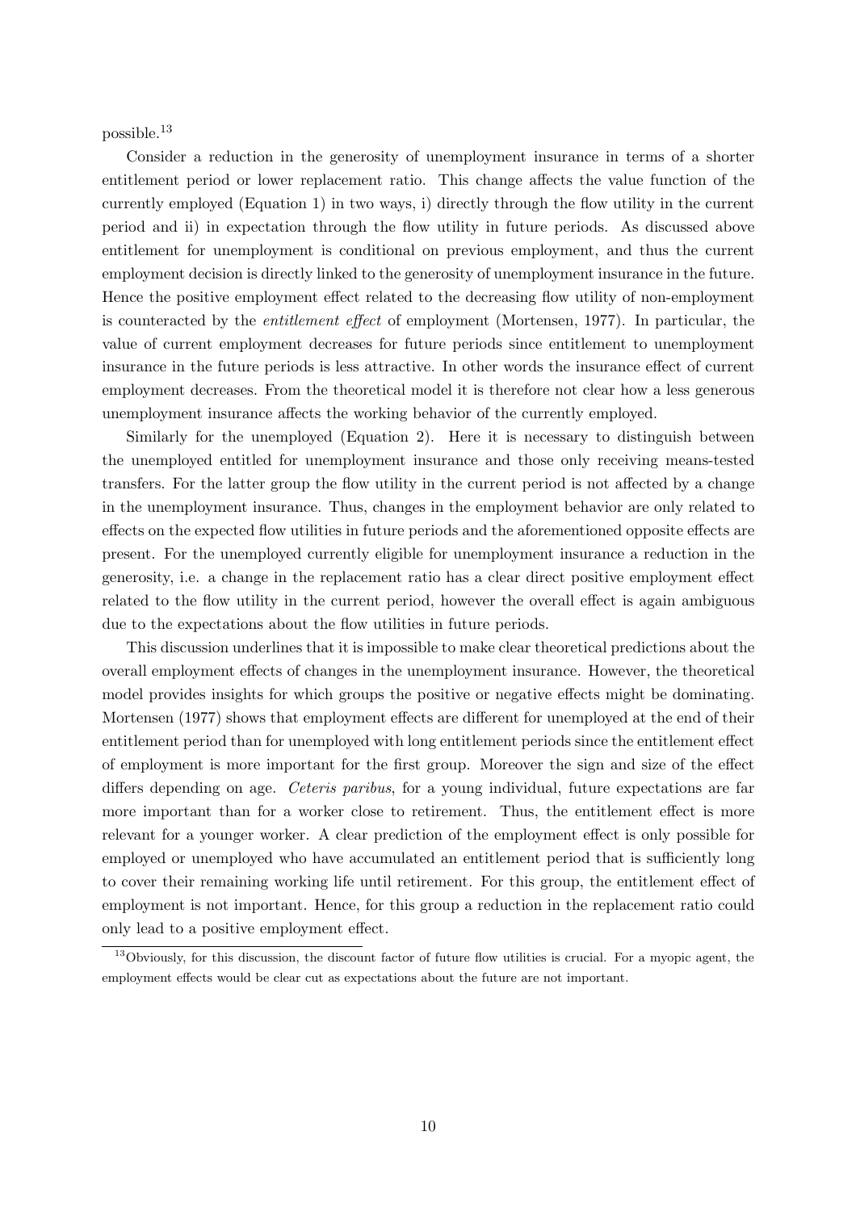possible.[13]

Consider a reduction in the generosity of unemployment insurance in terms of a shorter entitlement period or lower replacement ratio. This change affects the value function of the currently employed (Equation 1) in two ways, i) directly through the flow utility in the current period and ii) in expectation through the flow utility in future periods. As discussed above entitlement for unemployment is conditional on previous employment, and thus the current employment decision is directly linked to the generosity of unemployment insurance in the future. Hence the positive employment effect related to the decreasing flow utility of non-employment is counteracted by the *entitlement effect* of employment (Mortensen, 1977). In particular, the value of current employment decreases for future periods since entitlement to unemployment insurance in the future periods is less attractive. In other words the insurance effect of current employment decreases. From the theoretical model it is therefore not clear how a less generous unemployment insurance affects the working behavior of the currently employed.

Similarly for the unemployed (Equation 2). Here it is necessary to distinguish between the unemployed entitled for unemployment insurance and those only receiving means-tested transfers. For the latter group the flow utility in the current period is not affected by a change in the unemployment insurance. Thus, changes in the employment behavior are only related to effects on the expected flow utilities in future periods and the aforementioned opposite effects are present. For the unemployed currently eligible for unemployment insurance a reduction in the generosity, i.e. a change in the replacement ratio has a clear direct positive employment effect related to the flow utility in the current period, however the overall effect is again ambiguous due to the expectations about the flow utilities in future periods.

This discussion underlines that it is impossible to make clear theoretical predictions about the overall employment effects of changes in the unemployment insurance. However, the theoretical model provides insights for which groups the positive or negative effects might be dominating. Mortensen (1977) shows that employment effects are different for unemployed at the end of their entitlement period than for unemployed with long entitlement periods since the entitlement effect of employment is more important for the first group. Moreover the sign and size of the effect differs depending on age. *Ceteris paribus*, for a young individual, future expectations are far more important than for a worker close to retirement. Thus, the entitlement effect is more relevant for a younger worker. A clear prediction of the employment effect is only possible for employed or unemployed who have accumulated an entitlement period that is sufficiently long to cover their remaining working life until retirement. For this group, the entitlement effect of employment is not important. Hence, for this group a reduction in the replacement ratio could only lead to a positive employment effect.

[13] Obviously, for this discussion, the discount factor of future flow utilities is crucial. For a myopic agent, the employment effects would be clear cut as expectations about the future are not important.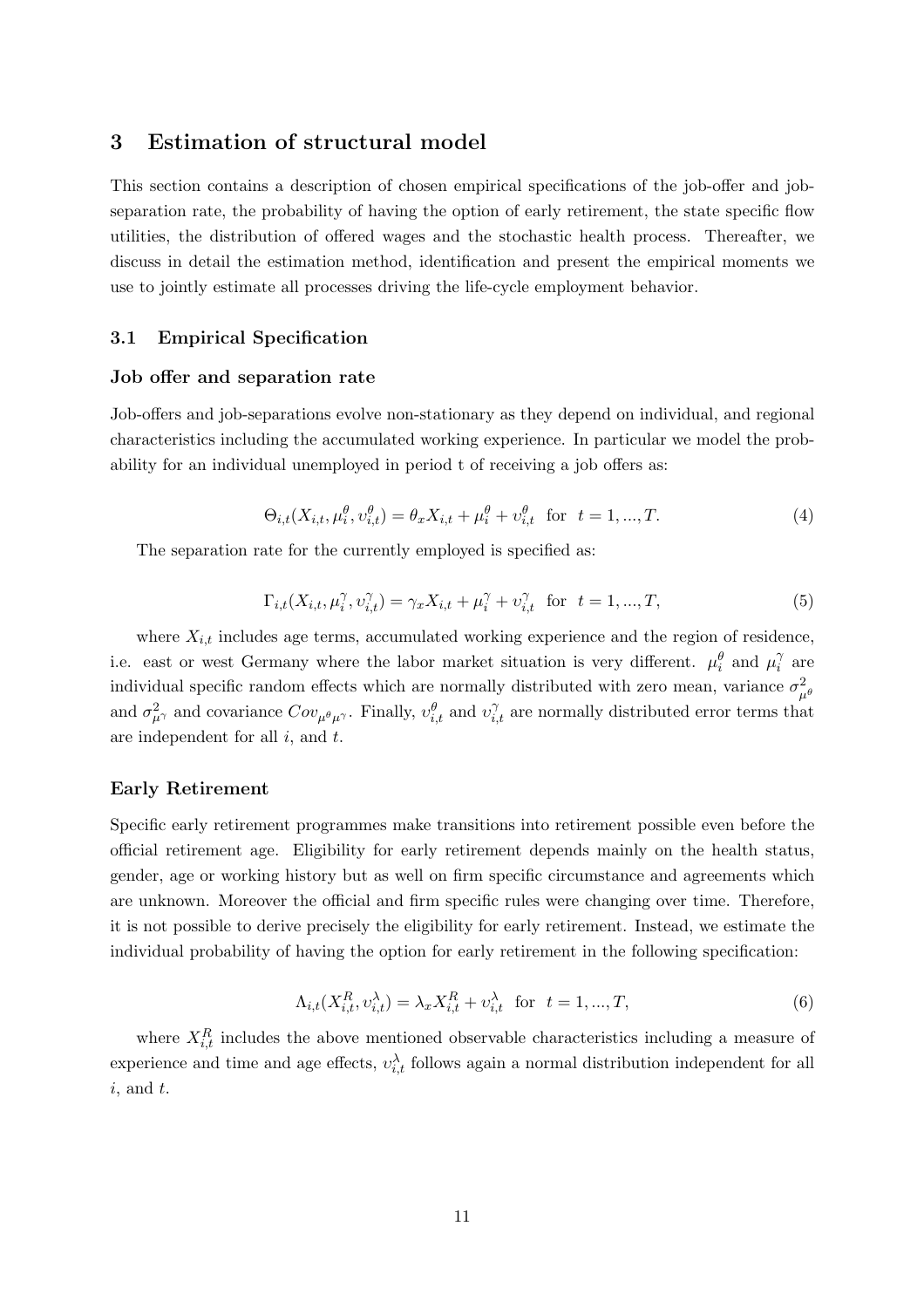## 3 Estimation of structural model

This section contains a description of chosen empirical specifications of the job-offer and job-separation rate, the probability of having the option of early retirement, the state specific flow utilities, the distribution of offered wages and the stochastic health process. Thereafter, we discuss in detail the estimation method, identification and present the empirical moments we use to jointly estimate all processes driving the life-cycle employment behavior.

### 3.1 Empirical Specification

#### Job offer and separation rate

Job-offers and job-separations evolve non-stationary as they depend on individual, and regional characteristics including the accumulated working experience. In particular we model the probability for an individual unemployed in period t of receiving a job offers as:

$$\Theta_{i,t}(X_{i,t}, \mu_i^{\theta}, \upsilon_{i,t}^{\theta}) = \theta_x X_{i,t} + \mu_i^{\theta} + \upsilon_{i,t}^{\theta} \quad \text{for} \quad t = 1, ..., T. \tag{4}$$

The separation rate for the currently employed is specified as:

$$\Gamma_{i,t}(X_{i,t}, \mu_i^{\gamma}, \upsilon_{i,t}^{\gamma}) = \gamma_x X_{i,t} + \mu_i^{\gamma} + \upsilon_{i,t}^{\gamma} \quad \text{for} \quad t = 1, ..., T, \tag{5}$$

where $X_{i,t}$ includes age terms, accumulated working experience and the region of residence, i.e. east or west Germany where the labor market situation is very different. $\mu_i^{\theta}$ and $\mu_i^{\gamma}$ are individual specific random effects which are normally distributed with zero mean, variance $\sigma^2_{\mu^{\theta}}$ and $\sigma^2_{\mu^{\gamma}}$ and covariance $Cov_{\mu^{\theta}\mu^{\gamma}}$. Finally, $\upsilon_{i,t}^{\theta}$ and $\upsilon_{i,t}^{\gamma}$ are normally distributed error terms that are independent for all $i$, and $t$.

#### Early Retirement

Specific early retirement programmes make transitions into retirement possible even before the official retirement age. Eligibility for early retirement depends mainly on the health status, gender, age or working history but as well on firm specific circumstance and agreements which are unknown. Moreover the official and firm specific rules were changing over time. Therefore, it is not possible to derive precisely the eligibility for early retirement. Instead, we estimate the individual probability of having the option for early retirement in the following specification:

$$\Lambda_{i,t}(X_{i,t}^R, \upsilon_{i,t}^{\lambda}) = \lambda_x X_{i,t}^R + \upsilon_{i,t}^{\lambda} \quad \text{for} \quad t = 1, ..., T, \tag{6}$$

where $X_{i,t}^R$ includes the above mentioned observable characteristics including a measure of experience and time and age effects, $\upsilon_{i,t}^{\lambda}$ follows again a normal distribution independent for all $i$, and $t$.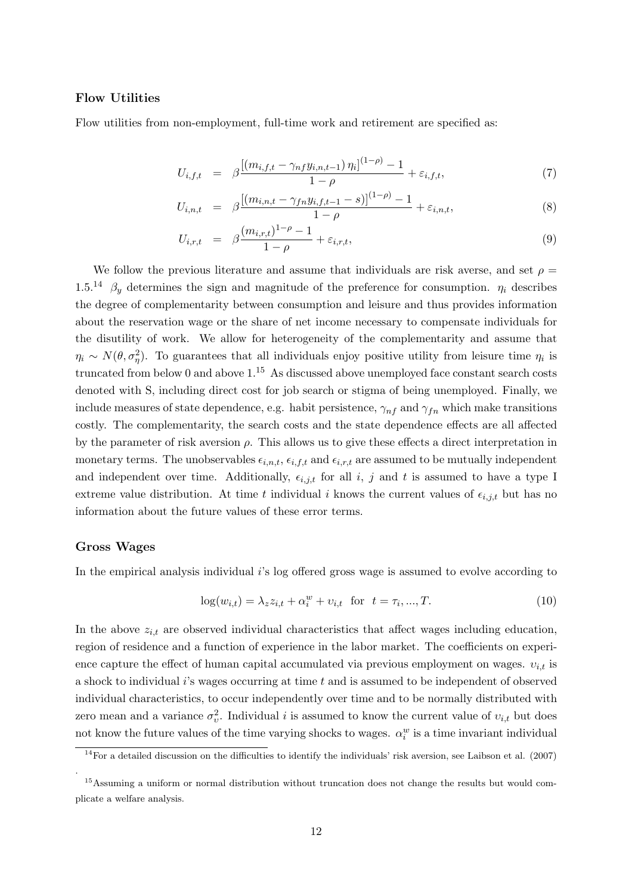### Flow Utilities

Flow utilities from non-employment, full-time work and retirement are specified as:

$$
\begin{aligned}
U_{i,f,t} &= \beta \frac{\left[\left(m_{i,f,t} - \gamma_{nf} y_{i,n,t-1}\right)\eta_i\right]^{(1-\rho)} - 1}{1-\rho} + \varepsilon_{i,f,t}, & (7) \\
U_{i,n,t} &= \beta \frac{\left[\left(m_{i,n,t} - \gamma_{fn} y_{i,f,t-1} - s\right)\right]^{(1-\rho)} - 1}{1-\rho} + \varepsilon_{i,n,t}, & (8) \\
U_{i,r,t} &= \beta \frac{\left(m_{i,r,t}\right)^{1-\rho} - 1}{1-\rho} + \varepsilon_{i,r,t}, & (9)
\end{aligned}
$$

We follow the previous literature and assume that individuals are risk averse, and set $\rho = 1.5$.[14] $\beta_y$ determines the sign and magnitude of the preference for consumption. $\eta_i$ describes the degree of complementarity between consumption and leisure and thus provides information about the reservation wage or the share of net income necessary to compensate individuals for the disutility of work. We allow for heterogeneity of the complementarity and assume that $\eta_i \sim N(\theta, \sigma_\eta^2)$. To guarantees that all individuals enjoy positive utility from leisure time $\eta_i$ is truncated from below 0 and above 1.[15] As discussed above unemployed face constant search costs denoted with S, including direct cost for job search or stigma of being unemployed. Finally, we include measures of state dependence, e.g. habit persistence, $\gamma_{nf}$ and $\gamma_{fn}$ which make transitions costly. The complementarity, the search costs and the state dependence effects are all affected by the parameter of risk aversion $\rho$. This allows us to give these effects a direct interpretation in monetary terms. The unobservables $\epsilon_{i,n,t}$, $\epsilon_{i,f,t}$ and $\epsilon_{i,r,t}$ are assumed to be mutually independent and independent over time. Additionally, $\epsilon_{i,j,t}$ for all $i$, $j$ and $t$ is assumed to have a type I extreme value distribution. At time $t$ individual $i$ knows the current values of $\epsilon_{i,j,t}$ but has no information about the future values of these error terms.

### Gross Wages

In the empirical analysis individual $i$'s log offered gross wage is assumed to evolve according to

$$
\log(w_{i,t}) = \lambda_z z_{i,t} + \alpha_i^w + \upsilon_{i,t} \quad \text{for} \quad t = \tau_i, ..., T. \qquad (10)
$$

In the above $z_{i,t}$ are observed individual characteristics that affect wages including education, region of residence and a function of experience in the labor market. The coefficients on experience capture the effect of human capital accumulated via previous employment on wages. $\upsilon_{i,t}$ is a shock to individual $i$'s wages occurring at time $t$ and is assumed to be independent of observed individual characteristics, to occur independently over time and to be normally distributed with zero mean and a variance $\sigma_\upsilon^2$. Individual $i$ is assumed to know the current value of $\upsilon_{i,t}$ but does not know the future values of the time varying shocks to wages. $\alpha_i^w$ is a time invariant individual

[14] For a detailed discussion on the difficulties to identify the individuals' risk aversion, see Laibson et al. (2007)
.

[15] Assuming a uniform or normal distribution without truncation does not change the results but would complicate a welfare analysis.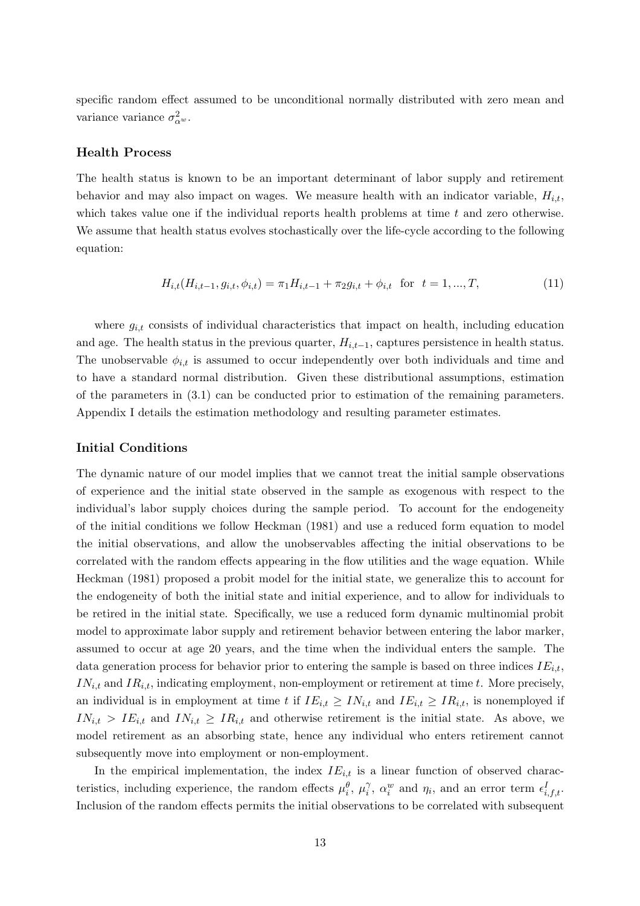specific random effect assumed to be unconditional normally distributed with zero mean and variance variance $\sigma^2_{\alpha^w}$.

### Health Process

The health status is known to be an important determinant of labor supply and retirement behavior and may also impact on wages. We measure health with an indicator variable, $H_{i,t}$, which takes value one if the individual reports health problems at time $t$ and zero otherwise. We assume that health status evolves stochastically over the life-cycle according to the following equation:

$$H_{i,t}(H_{i,t-1}, g_{i,t}, \phi_{i,t}) = \pi_1 H_{i,t-1} + \pi_2 g_{i,t} + \phi_{i,t} \quad \text{for} \quad t = 1, ..., T, \tag{11}$$

where $g_{i,t}$ consists of individual characteristics that impact on health, including education and age. The health status in the previous quarter, $H_{i,t-1}$, captures persistence in health status. The unobservable $\phi_{i,t}$ is assumed to occur independently over both individuals and time and to have a standard normal distribution. Given these distributional assumptions, estimation of the parameters in (3.1) can be conducted prior to estimation of the remaining parameters. Appendix I details the estimation methodology and resulting parameter estimates.

### Initial Conditions

The dynamic nature of our model implies that we cannot treat the initial sample observations of experience and the initial state observed in the sample as exogenous with respect to the individual's labor supply choices during the sample period. To account for the endogeneity of the initial conditions we follow Heckman (1981) and use a reduced form equation to model the initial observations, and allow the unobservables affecting the initial observations to be correlated with the random effects appearing in the flow utilities and the wage equation. While Heckman (1981) proposed a probit model for the initial state, we generalize this to account for the endogeneity of both the initial state and initial experience, and to allow for individuals to be retired in the initial state. Specifically, we use a reduced form dynamic multinomial probit model to approximate labor supply and retirement behavior between entering the labor marker, assumed to occur at age 20 years, and the time when the individual enters the sample. The data generation process for behavior prior to entering the sample is based on three indices $IE_{i,t}$, $IN_{i,t}$ and $IR_{i,t}$, indicating employment, non-employment or retirement at time $t$. More precisely, an individual is in employment at time $t$ if $IE_{i,t} \geq IN_{i,t}$ and $IE_{i,t} \geq IR_{i,t}$, is nonemployed if $IN_{i,t} > IE_{i,t}$ and $IN_{i,t} \geq IR_{i,t}$ and otherwise retirement is the initial state. As above, we model retirement as an absorbing state, hence any individual who enters retirement cannot subsequently move into employment or non-employment.

In the empirical implementation, the index $IE_{i,t}$ is a linear function of observed characteristics, including experience, the random effects $\mu_i^\theta$, $\mu_i^\gamma$, $\alpha_i^w$ and $\eta_i$, and an error term $\epsilon^I_{i,f,t}$. Inclusion of the random effects permits the initial observations to be correlated with subsequent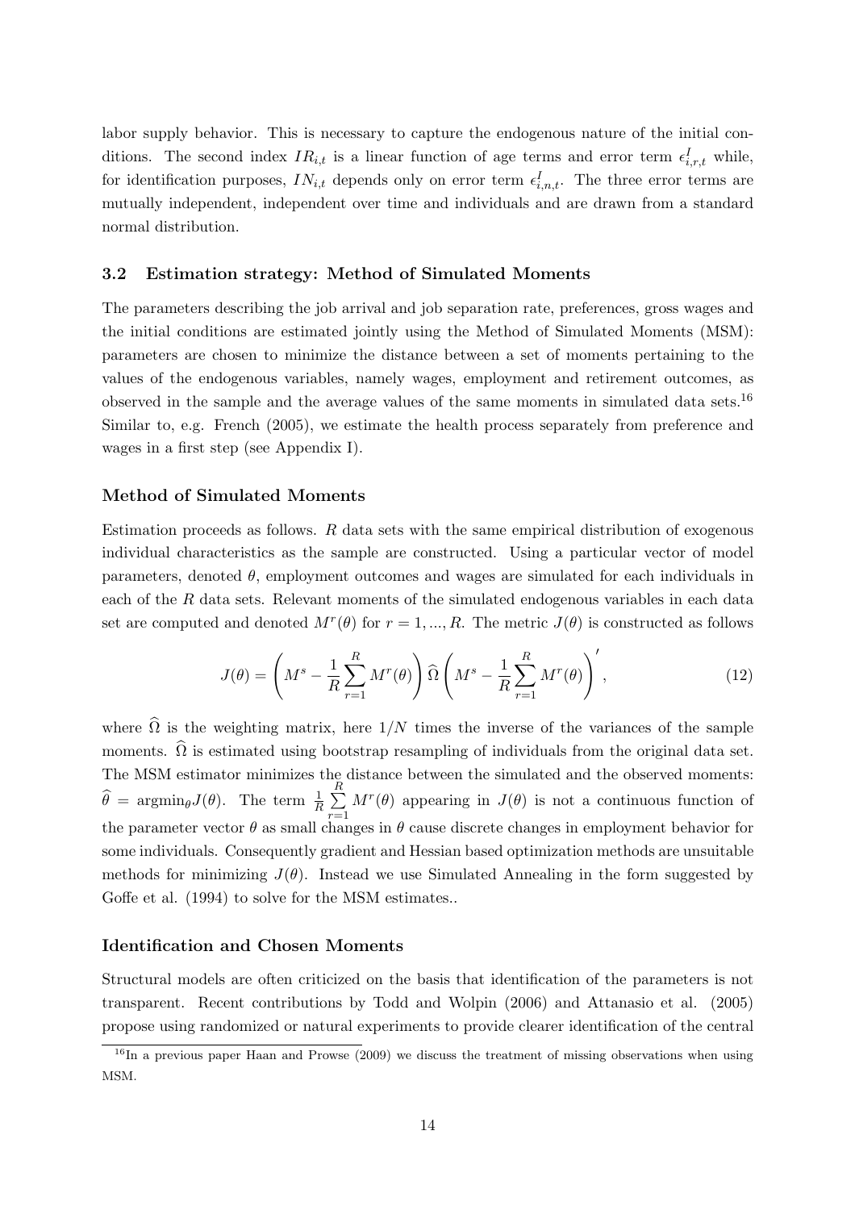labor supply behavior. This is necessary to capture the endogenous nature of the initial conditions. The second index $IR_{i,t}$ is a linear function of age terms and error term $\epsilon^{I}_{i,r,t}$ while, for identification purposes, $IN_{i,t}$ depends only on error term $\epsilon^{I}_{i,n,t}$. The three error terms are mutually independent, independent over time and individuals and are drawn from a standard normal distribution.

## 3.2 Estimation strategy: Method of Simulated Moments

The parameters describing the job arrival and job separation rate, preferences, gross wages and the initial conditions are estimated jointly using the Method of Simulated Moments (MSM): parameters are chosen to minimize the distance between a set of moments pertaining to the values of the endogenous variables, namely wages, employment and retirement outcomes, as observed in the sample and the average values of the same moments in simulated data sets.[16] Similar to, e.g. French (2005), we estimate the health process separately from preference and wages in a first step (see Appendix I).

### Method of Simulated Moments

Estimation proceeds as follows. $R$ data sets with the same empirical distribution of exogenous individual characteristics as the sample are constructed. Using a particular vector of model parameters, denoted $\theta$, employment outcomes and wages are simulated for each individuals in each of the $R$ data sets. Relevant moments of the simulated endogenous variables in each data set are computed and denoted $M^r(\theta)$ for $r = 1, ..., R$. The metric $J(\theta)$ is constructed as follows

$$J(\theta) = \left( M^s - \frac{1}{R}\sum_{r=1}^{R} M^r(\theta) \right) \widehat{\Omega} \left( M^s - \frac{1}{R}\sum_{r=1}^{R} M^r(\theta) \right)', \tag{12}$$

where $\widehat{\Omega}$ is the weighting matrix, here $1/N$ times the inverse of the variances of the sample moments. $\widehat{\Omega}$ is estimated using bootstrap resampling of individuals from the original data set. The MSM estimator minimizes the distance between the simulated and the observed moments: $\widehat{\theta} = \text{argmin}_{\theta} J(\theta)$. The term $\frac{1}{R}\sum_{r=1}^{R} M^r(\theta)$ appearing in $J(\theta)$ is not a continuous function of the parameter vector $\theta$ as small changes in $\theta$ cause discrete changes in employment behavior for some individuals. Consequently gradient and Hessian based optimization methods are unsuitable methods for minimizing $J(\theta)$. Instead we use Simulated Annealing in the form suggested by Goffe et al. (1994) to solve for the MSM estimates..

### Identification and Chosen Moments

Structural models are often criticized on the basis that identification of the parameters is not transparent. Recent contributions by Todd and Wolpin (2006) and Attanasio et al. (2005) propose using randomized or natural experiments to provide clearer identification of the central

[16] In a previous paper Haan and Prowse (2009) we discuss the treatment of missing observations when using MSM.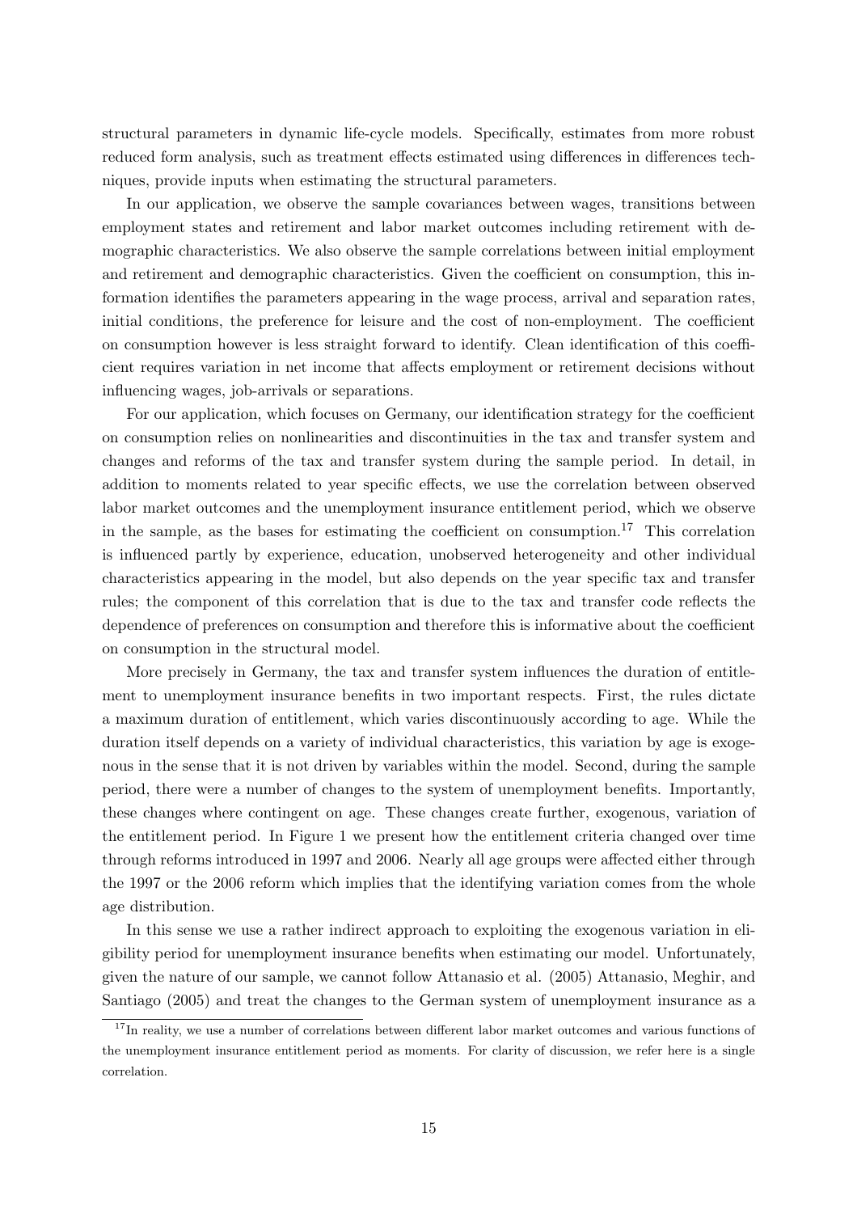structural parameters in dynamic life-cycle models. Specifically, estimates from more robust reduced form analysis, such as treatment effects estimated using differences in differences techniques, provide inputs when estimating the structural parameters.

In our application, we observe the sample covariances between wages, transitions between employment states and retirement and labor market outcomes including retirement with demographic characteristics. We also observe the sample correlations between initial employment and retirement and demographic characteristics. Given the coefficient on consumption, this information identifies the parameters appearing in the wage process, arrival and separation rates, initial conditions, the preference for leisure and the cost of non-employment. The coefficient on consumption however is less straight forward to identify. Clean identification of this coefficient requires variation in net income that affects employment or retirement decisions without influencing wages, job-arrivals or separations.

For our application, which focuses on Germany, our identification strategy for the coefficient on consumption relies on nonlinearities and discontinuities in the tax and transfer system and changes and reforms of the tax and transfer system during the sample period. In detail, in addition to moments related to year specific effects, we use the correlation between observed labor market outcomes and the unemployment insurance entitlement period, which we observe in the sample, as the bases for estimating the coefficient on consumption.[17] This correlation is influenced partly by experience, education, unobserved heterogeneity and other individual characteristics appearing in the model, but also depends on the year specific tax and transfer rules; the component of this correlation that is due to the tax and transfer code reflects the dependence of preferences on consumption and therefore this is informative about the coefficient on consumption in the structural model.

More precisely in Germany, the tax and transfer system influences the duration of entitlement to unemployment insurance benefits in two important respects. First, the rules dictate a maximum duration of entitlement, which varies discontinuously according to age. While the duration itself depends on a variety of individual characteristics, this variation by age is exogenous in the sense that it is not driven by variables within the model. Second, during the sample period, there were a number of changes to the system of unemployment benefits. Importantly, these changes where contingent on age. These changes create further, exogenous, variation of the entitlement period. In Figure 1 we present how the entitlement criteria changed over time through reforms introduced in 1997 and 2006. Nearly all age groups were affected either through the 1997 or the 2006 reform which implies that the identifying variation comes from the whole age distribution.

In this sense we use a rather indirect approach to exploiting the exogenous variation in eligibility period for unemployment insurance benefits when estimating our model. Unfortunately, given the nature of our sample, we cannot follow Attanasio et al. (2005) Attanasio, Meghir, and Santiago (2005) and treat the changes to the German system of unemployment insurance as a

[17] In reality, we use a number of correlations between different labor market outcomes and various functions of the unemployment insurance entitlement period as moments. For clarity of discussion, we refer here is a single correlation.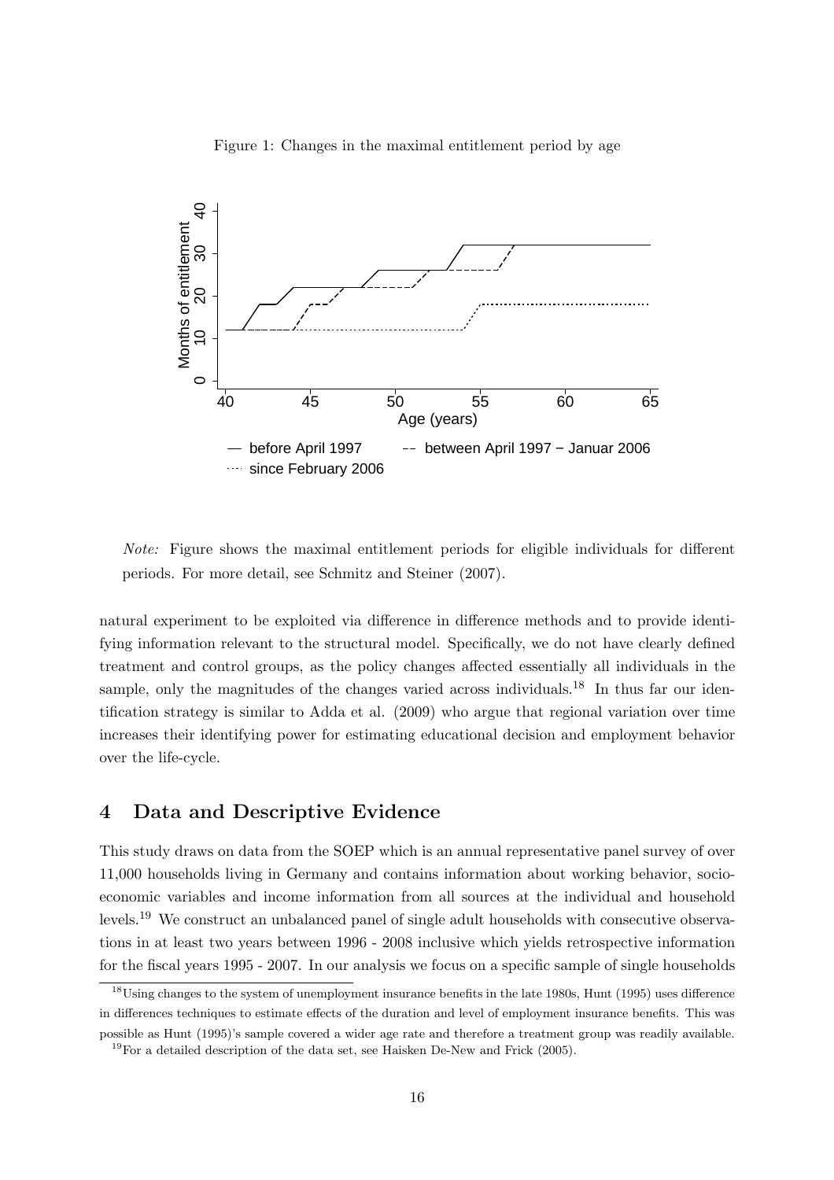Figure 1: Changes in the maximal entitlement period by age

*Note:* Figure shows the maximal entitlement periods for eligible individuals for different periods. For more detail, see Schmitz and Steiner (2007).

natural experiment to be exploited via difference in difference methods and to provide identifying information relevant to the structural model. Specifically, we do not have clearly defined treatment and control groups, as the policy changes affected essentially all individuals in the sample, only the magnitudes of the changes varied across individuals.[18] In thus far our identification strategy is similar to Adda et al. (2009) who argue that regional variation over time increases their identifying power for estimating educational decision and employment behavior over the life-cycle.

## 4 Data and Descriptive Evidence

This study draws on data from the SOEP which is an annual representative panel survey of over 11,000 households living in Germany and contains information about working behavior, socio-economic variables and income information from all sources at the individual and household levels.[19] We construct an unbalanced panel of single adult households with consecutive observations in at least two years between 1996 - 2008 inclusive which yields retrospective information for the fiscal years 1995 - 2007. In our analysis we focus on a specific sample of single households

---

[18] Using changes to the system of unemployment insurance benefits in the late 1980s, Hunt (1995) uses difference in differences techniques to estimate effects of the duration and level of employment insurance benefits. This was possible as Hunt (1995)'s sample covered a wider age rate and therefore a treatment group was readily available.

[19] For a detailed description of the data set, see Haisken De-New and Frick (2005).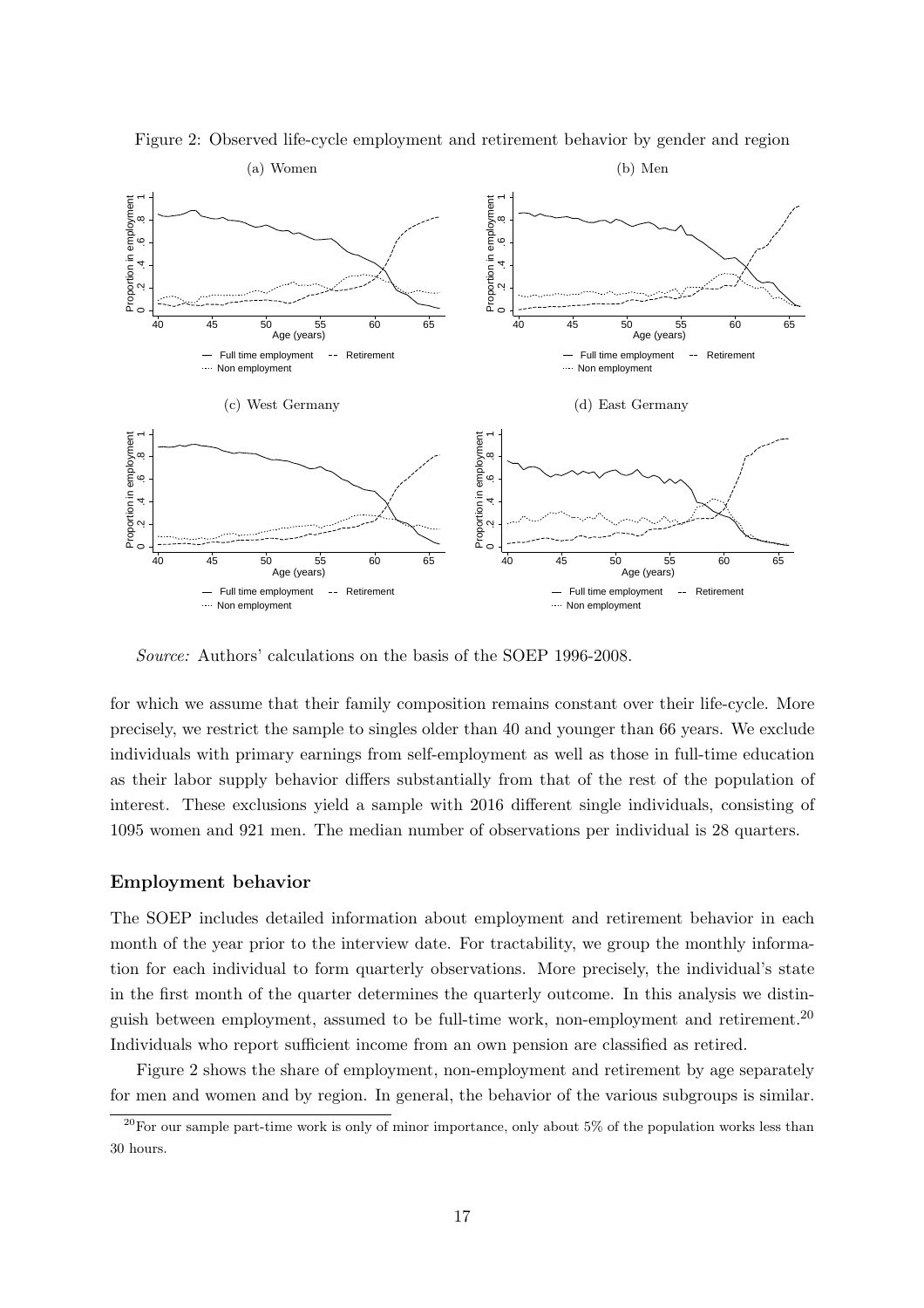Figure 2: Observed life-cycle employment and retirement behavior by gender and region

(a) Women

(b) Men

(c) West Germany

(d) East Germany

*Source:* Authors' calculations on the basis of the SOEP 1996-2008.

for which we assume that their family composition remains constant over their life-cycle. More precisely, we restrict the sample to singles older than 40 and younger than 66 years. We exclude individuals with primary earnings from self-employment as well as those in full-time education as their labor supply behavior differs substantially from that of the rest of the population of interest. These exclusions yield a sample with 2016 different single individuals, consisting of 1095 women and 921 men. The median number of observations per individual is 28 quarters.

### Employment behavior

The SOEP includes detailed information about employment and retirement behavior in each month of the year prior to the interview date. For tractability, we group the monthly information for each individual to form quarterly observations. More precisely, the individual's state in the first month of the quarter determines the quarterly outcome. In this analysis we distinguish between employment, assumed to be full-time work, non-employment and retirement.[20] Individuals who report sufficient income from an own pension are classified as retired.

Figure 2 shows the share of employment, non-employment and retirement by age separately for men and women and by region. In general, the behavior of the various subgroups is similar.

[20] For our sample part-time work is only of minor importance, only about 5% of the population works less than 30 hours.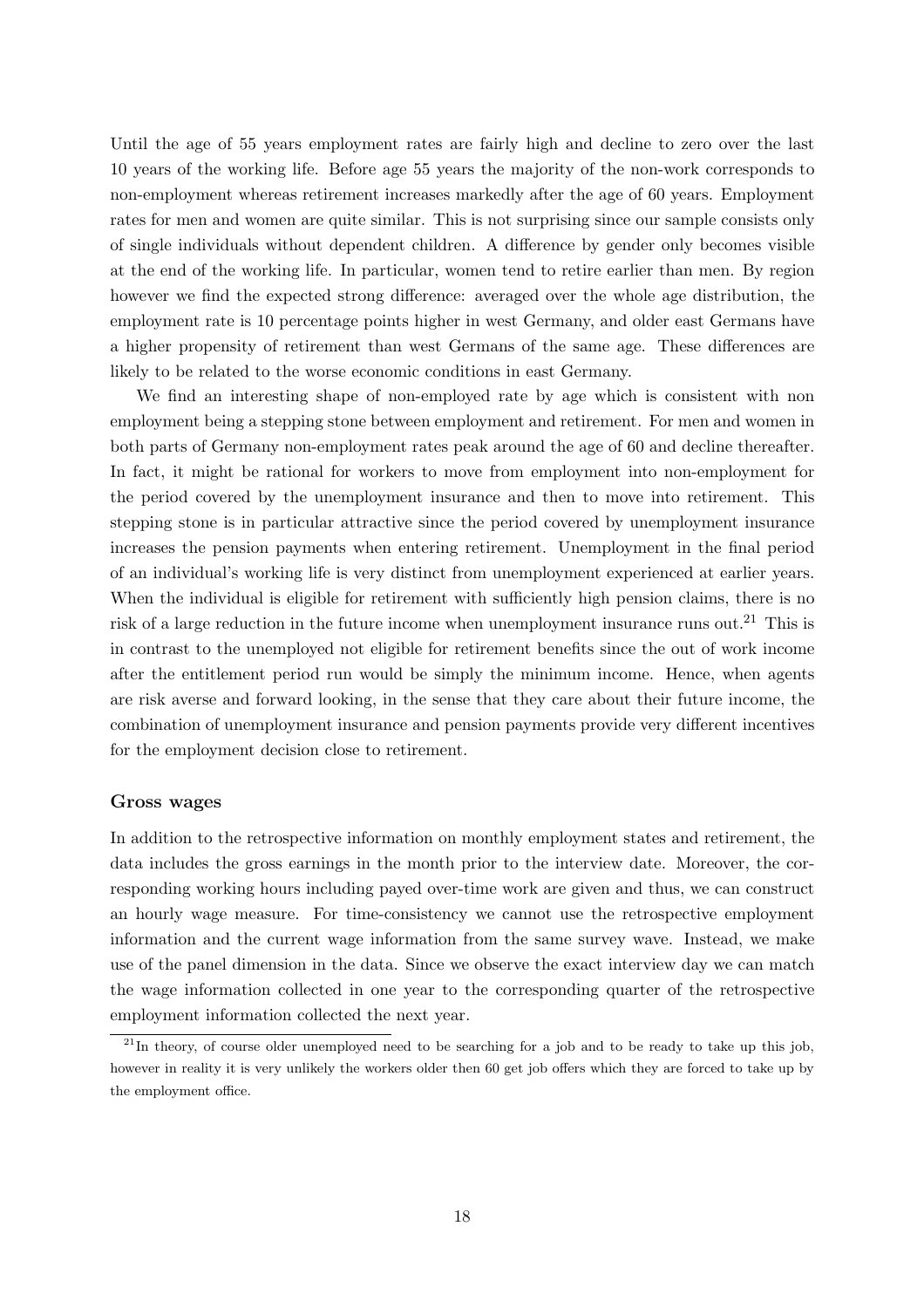Until the age of 55 years employment rates are fairly high and decline to zero over the last 10 years of the working life. Before age 55 years the majority of the non-work corresponds to non-employment whereas retirement increases markedly after the age of 60 years. Employment rates for men and women are quite similar. This is not surprising since our sample consists only of single individuals without dependent children. A difference by gender only becomes visible at the end of the working life. In particular, women tend to retire earlier than men. By region however we find the expected strong difference: averaged over the whole age distribution, the employment rate is 10 percentage points higher in west Germany, and older east Germans have a higher propensity of retirement than west Germans of the same age. These differences are likely to be related to the worse economic conditions in east Germany.

We find an interesting shape of non-employed rate by age which is consistent with non employment being a stepping stone between employment and retirement. For men and women in both parts of Germany non-employment rates peak around the age of 60 and decline thereafter. In fact, it might be rational for workers to move from employment into non-employment for the period covered by the unemployment insurance and then to move into retirement. This stepping stone is in particular attractive since the period covered by unemployment insurance increases the pension payments when entering retirement. Unemployment in the final period of an individual's working life is very distinct from unemployment experienced at earlier years. When the individual is eligible for retirement with sufficiently high pension claims, there is no risk of a large reduction in the future income when unemployment insurance runs out.[21] This is in contrast to the unemployed not eligible for retirement benefits since the out of work income after the entitlement period run would be simply the minimum income. Hence, when agents are risk averse and forward looking, in the sense that they care about their future income, the combination of unemployment insurance and pension payments provide very different incentives for the employment decision close to retirement.

**Gross wages**

In addition to the retrospective information on monthly employment states and retirement, the data includes the gross earnings in the month prior to the interview date. Moreover, the corresponding working hours including payed over-time work are given and thus, we can construct an hourly wage measure. For time-consistency we cannot use the retrospective employment information and the current wage information from the same survey wave. Instead, we make use of the panel dimension in the data. Since we observe the exact interview day we can match the wage information collected in one year to the corresponding quarter of the retrospective employment information collected the next year.

[21] In theory, of course older unemployed need to be searching for a job and to be ready to take up this job, however in reality it is very unlikely the workers older then 60 get job offers which they are forced to take up by the employment office.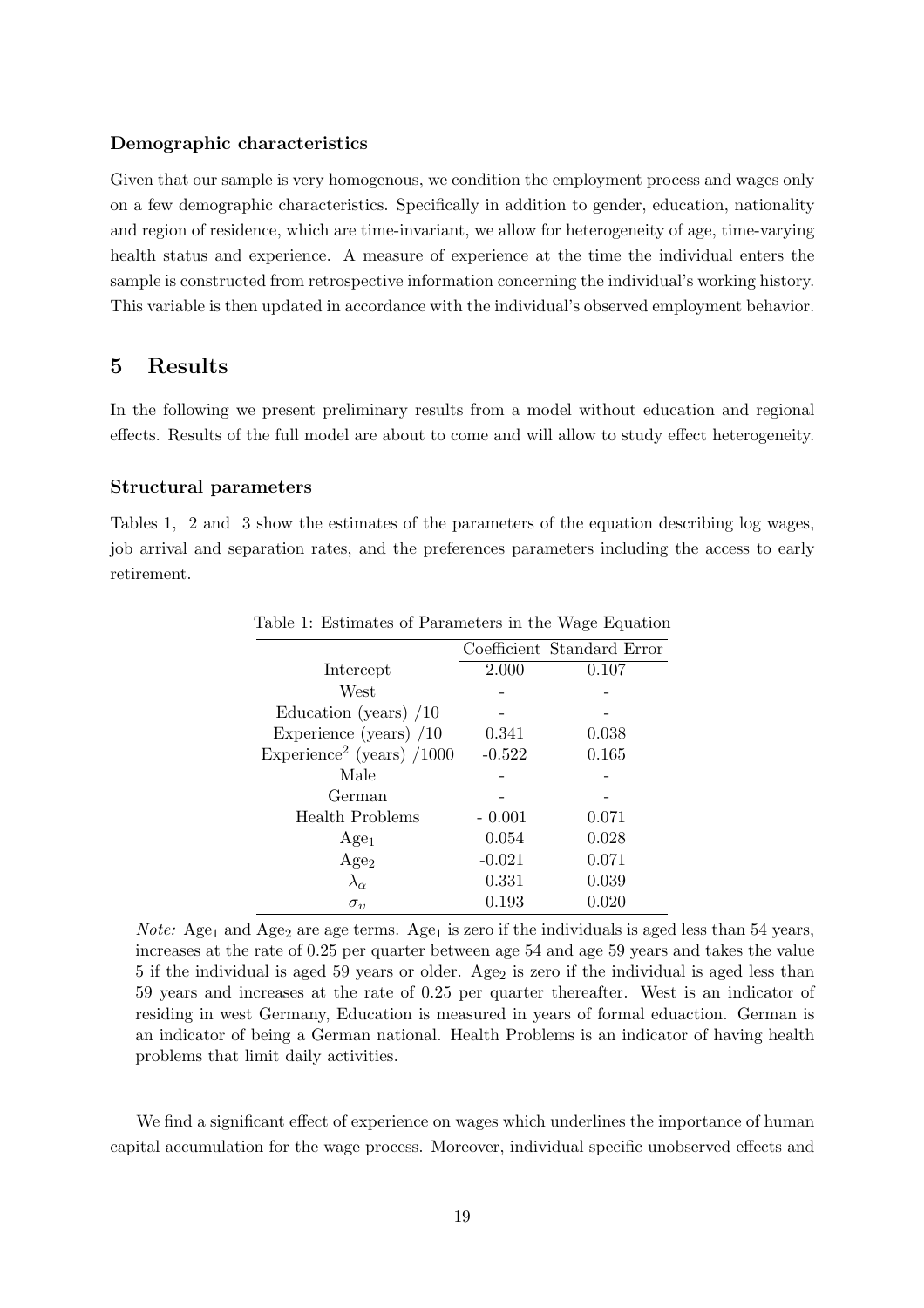### Demographic characteristics

Given that our sample is very homogenous, we condition the employment process and wages only on a few demographic characteristics. Specifically in addition to gender, education, nationality and region of residence, which are time-invariant, we allow for heterogeneity of age, time-varying health status and experience. A measure of experience at the time the individual enters the sample is constructed from retrospective information concerning the individual's working history. This variable is then updated in accordance with the individual's observed employment behavior.

## 5 Results

In the following we present preliminary results from a model without education and regional effects. Results of the full model are about to come and will allow to study effect heterogeneity.

### Structural parameters

Tables 1, 2 and 3 show the estimates of the parameters of the equation describing log wages, job arrival and separation rates, and the preferences parameters including the access to early retirement.

Table 1: Estimates of Parameters in the Wage Equation

| | Coefficient | Standard Error |
|---|---|---|
| Intercept | 2.000 | 0.107 |
| West | - | - |
| Education (years) /10 | - | - |
| Experience (years) /10 | 0.341 | 0.038 |
| Experience$^2$ (years) /1000 | -0.522 | 0.165 |
| Male | - | - |
| German | - | - |
| Health Problems | - 0.001 | 0.071 |
| $\text{Age}_1$ | 0.054 | 0.028 |
| $\text{Age}_2$ | -0.021 | 0.071 |
| $\lambda_\alpha$ | 0.331 | 0.039 |
| $\sigma_\upsilon$ | 0.193 | 0.020 |

*Note:* $\text{Age}_1$ and $\text{Age}_2$ are age terms. $\text{Age}_1$ is zero if the individuals is aged less than 54 years, increases at the rate of 0.25 per quarter between age 54 and age 59 years and takes the value 5 if the individual is aged 59 years or older. $\text{Age}_2$ is zero if the individual is aged less than 59 years and increases at the rate of 0.25 per quarter thereafter. West is an indicator of residing in west Germany, Education is measured in years of formal eduaction. German is an indicator of being a German national. Health Problems is an indicator of having health problems that limit daily activities.

We find a significant effect of experience on wages which underlines the importance of human capital accumulation for the wage process. Moreover, individual specific unobserved effects and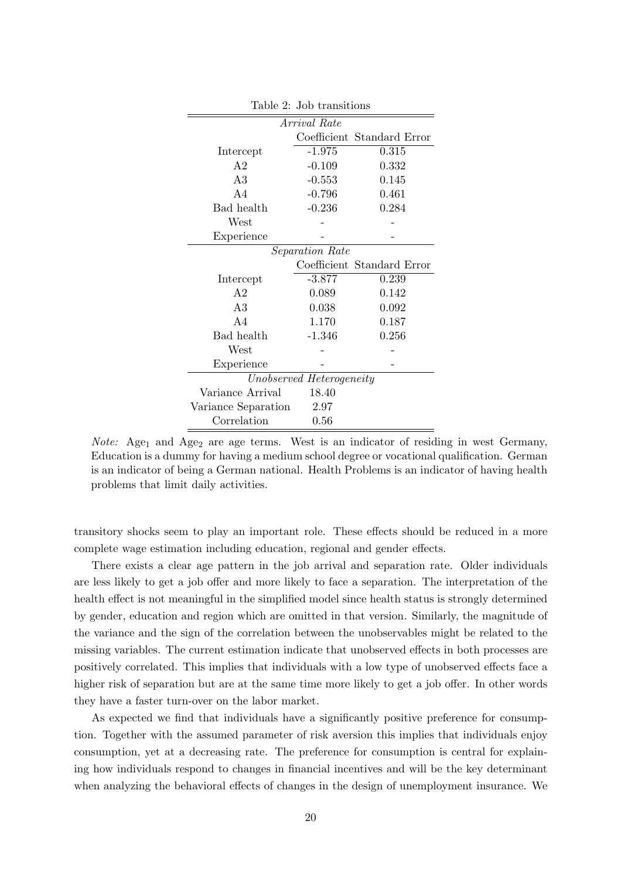Table 2: Job transitions

| | | |
|---|---|---|
| *Arrival Rate* | | |
| | Coefficient | Standard Error |
| Intercept | -1.975 | 0.315 |
| A2 | -0.109 | 0.332 |
| A3 | -0.553 | 0.145 |
| A4 | -0.796 | 0.461 |
| Bad health | -0.236 | 0.284 |
| West | - | - |
| Experience | - | - |
| *Separation Rate* | | |
| | Coefficient | Standard Error |
| Intercept | -3.877 | 0.239 |
| A2 | 0.089 | 0.142 |
| A3 | 0.038 | 0.092 |
| A4 | 1.170 | 0.187 |
| Bad health | -1.346 | 0.256 |
| West | - | - |
| Experience | - | - |
| *Unobserved Heterogeneity* | | |
| Variance Arrival | 18.40 | |
| Variance Separation | 2.97 | |
| Correlation | 0.56 | |

*Note:* $Age_1$ and $Age_2$ are age terms. West is an indicator of residing in west Germany, Education is a dummy for having a medium school degree or vocational qualification. German is an indicator of being a German national. Health Problems is an indicator of having health problems that limit daily activities.

transitory shocks seem to play an important role. These effects should be reduced in a more complete wage estimation including education, regional and gender effects.

There exists a clear age pattern in the job arrival and separation rate. Older individuals are less likely to get a job offer and more likely to face a separation. The interpretation of the health effect is not meaningful in the simplified model since health status is strongly determined by gender, education and region which are omitted in that version. Similarly, the magnitude of the variance and the sign of the correlation between the unobservables might be related to the missing variables. The current estimation indicate that unobserved effects in both processes are positively correlated. This implies that individuals with a low type of unobserved effects face a higher risk of separation but are at the same time more likely to get a job offer. In other words they have a faster turn-over on the labor market.

As expected we find that individuals have a significantly positive preference for consumption. Together with the assumed parameter of risk aversion this implies that individuals enjoy consumption, yet at a decreasing rate. The preference for consumption is central for explaining how individuals respond to changes in financial incentives and will be the key determinant when analyzing the behavioral effects of changes in the design of unemployment insurance. We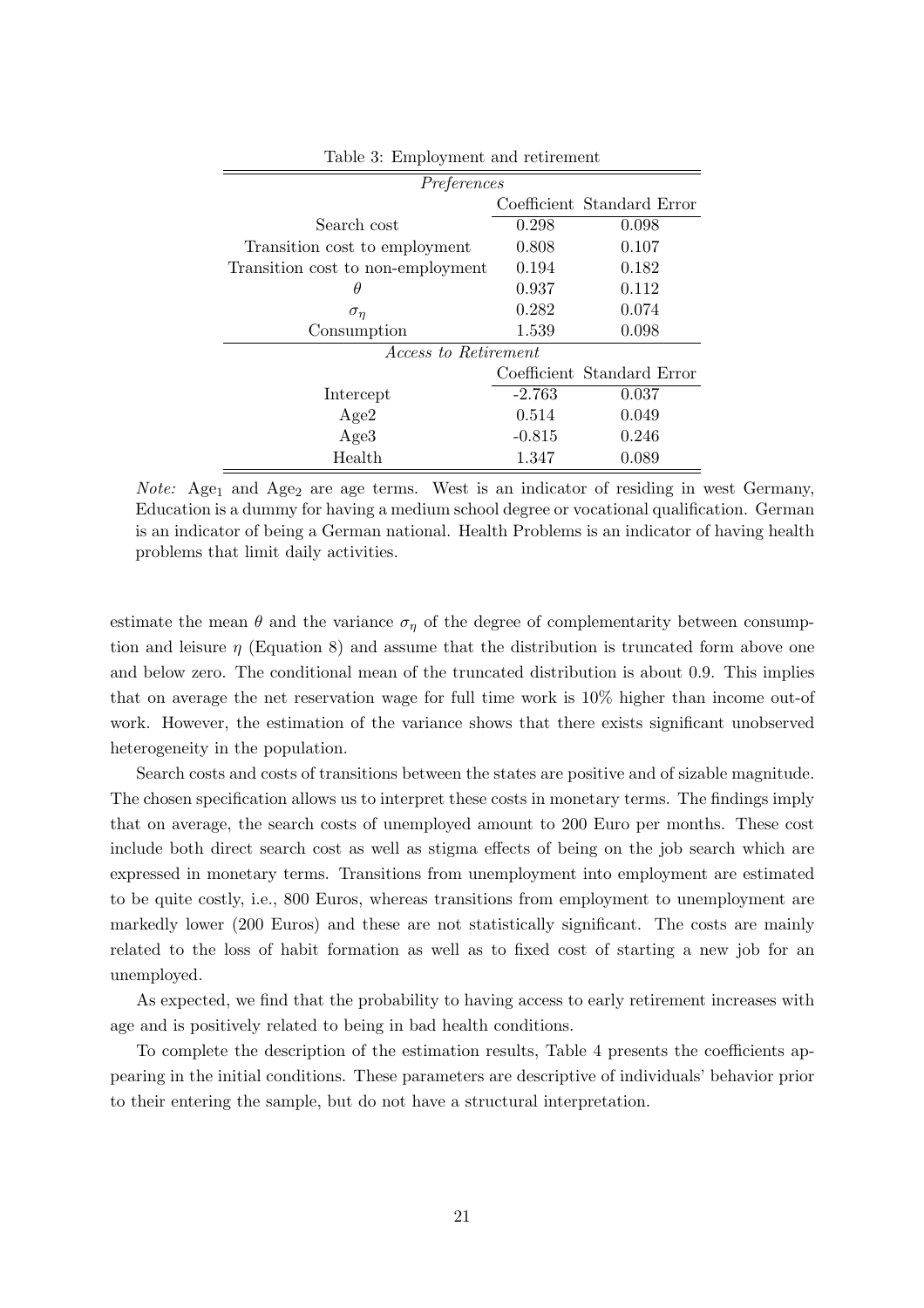Table 3: Employment and retirement

| *Preferences* | | |
|---|---|---|
| | Coefficient | Standard Error |
| Search cost | 0.298 | 0.098 |
| Transition cost to employment | 0.808 | 0.107 |
| Transition cost to non-employment | 0.194 | 0.182 |
| $\theta$ | 0.937 | 0.112 |
| $\sigma_\eta$ | 0.282 | 0.074 |
| Consumption | 1.539 | 0.098 |
| *Access to Retirement* | | |
| | Coefficient | Standard Error |
| Intercept | -2.763 | 0.037 |
| Age2 | 0.514 | 0.049 |
| Age3 | -0.815 | 0.246 |
| Health | 1.347 | 0.089 |

*Note:* $\mathrm{Age}_1$ and $\mathrm{Age}_2$ are age terms. West is an indicator of residing in west Germany, Education is a dummy for having a medium school degree or vocational qualification. German is an indicator of being a German national. Health Problems is an indicator of having health problems that limit daily activities.

estimate the mean $\theta$ and the variance $\sigma_\eta$ of the degree of complementarity between consumption and leisure $\eta$ (Equation 8) and assume that the distribution is truncated form above one and below zero. The conditional mean of the truncated distribution is about 0.9. This implies that on average the net reservation wage for full time work is 10% higher than income out-of work. However, the estimation of the variance shows that there exists significant unobserved heterogeneity in the population.

Search costs and costs of transitions between the states are positive and of sizable magnitude. The chosen specification allows us to interpret these costs in monetary terms. The findings imply that on average, the search costs of unemployed amount to 200 Euro per months. These cost include both direct search cost as well as stigma effects of being on the job search which are expressed in monetary terms. Transitions from unemployment into employment are estimated to be quite costly, i.e., 800 Euros, whereas transitions from employment to unemployment are markedly lower (200 Euros) and these are not statistically significant. The costs are mainly related to the loss of habit formation as well as to fixed cost of starting a new job for an unemployed.

As expected, we find that the probability to having access to early retirement increases with age and is positively related to being in bad health conditions.

To complete the description of the estimation results, Table 4 presents the coefficients appearing in the initial conditions. These parameters are descriptive of individuals' behavior prior to their entering the sample, but do not have a structural interpretation.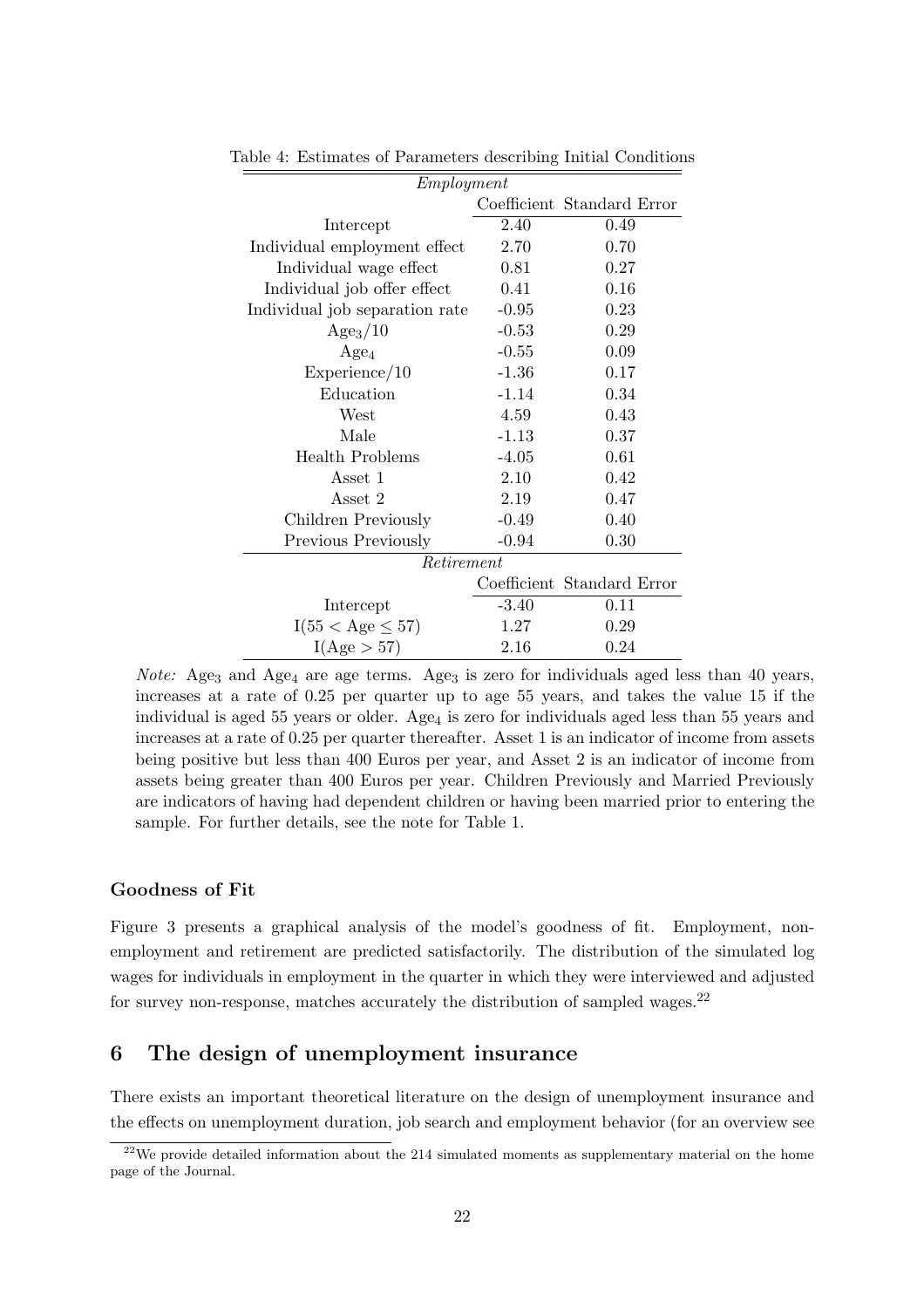Table 4: Estimates of Parameters describing Initial Conditions

| *Employment* | | |
|---|---|---|
| | Coefficient | Standard Error |
| Intercept | 2.40 | 0.49 |
| Individual employment effect | 2.70 | 0.70 |
| Individual wage effect | 0.81 | 0.27 |
| Individual job offer effect | 0.41 | 0.16 |
| Individual job separation rate | -0.95 | 0.23 |
| $\text{Age}_3/10$ | -0.53 | 0.29 |
| $\text{Age}_4$ | -0.55 | 0.09 |
| Experience/10 | -1.36 | 0.17 |
| Education | -1.14 | 0.34 |
| West | 4.59 | 0.43 |
| Male | -1.13 | 0.37 |
| Health Problems | -4.05 | 0.61 |
| Asset 1 | 2.10 | 0.42 |
| Asset 2 | 2.19 | 0.47 |
| Children Previously | -0.49 | 0.40 |
| Previous Previously | -0.94 | 0.30 |
| *Retirement* | | |
| | Coefficient | Standard Error |
| Intercept | -3.40 | 0.11 |
| $\text{I}(55 < \text{Age} \leq 57)$ | 1.27 | 0.29 |
| $\text{I}(\text{Age} > 57)$ | 2.16 | 0.24 |

*Note:* $\text{Age}_3$ and $\text{Age}_4$ are age terms. $\text{Age}_3$ is zero for individuals aged less than 40 years, increases at a rate of 0.25 per quarter up to age 55 years, and takes the value 15 if the individual is aged 55 years or older. $\text{Age}_4$ is zero for individuals aged less than 55 years and increases at a rate of 0.25 per quarter thereafter. Asset 1 is an indicator of income from assets being positive but less than 400 Euros per year, and Asset 2 is an indicator of income from assets being greater than 400 Euros per year. Children Previously and Married Previously are indicators of having had dependent children or having been married prior to entering the sample. For further details, see the note for Table 1.

**Goodness of Fit**

Figure 3 presents a graphical analysis of the model's goodness of fit. Employment, non-employment and retirement are predicted satisfactorily. The distribution of the simulated log wages for individuals in employment in the quarter in which they were interviewed and adjusted for survey non-response, matches accurately the distribution of sampled wages.[22]

## 6 The design of unemployment insurance

There exists an important theoretical literature on the design of unemployment insurance and the effects on unemployment duration, job search and employment behavior (for an overview see

[22] We provide detailed information about the 214 simulated moments as supplementary material on the home page of the Journal.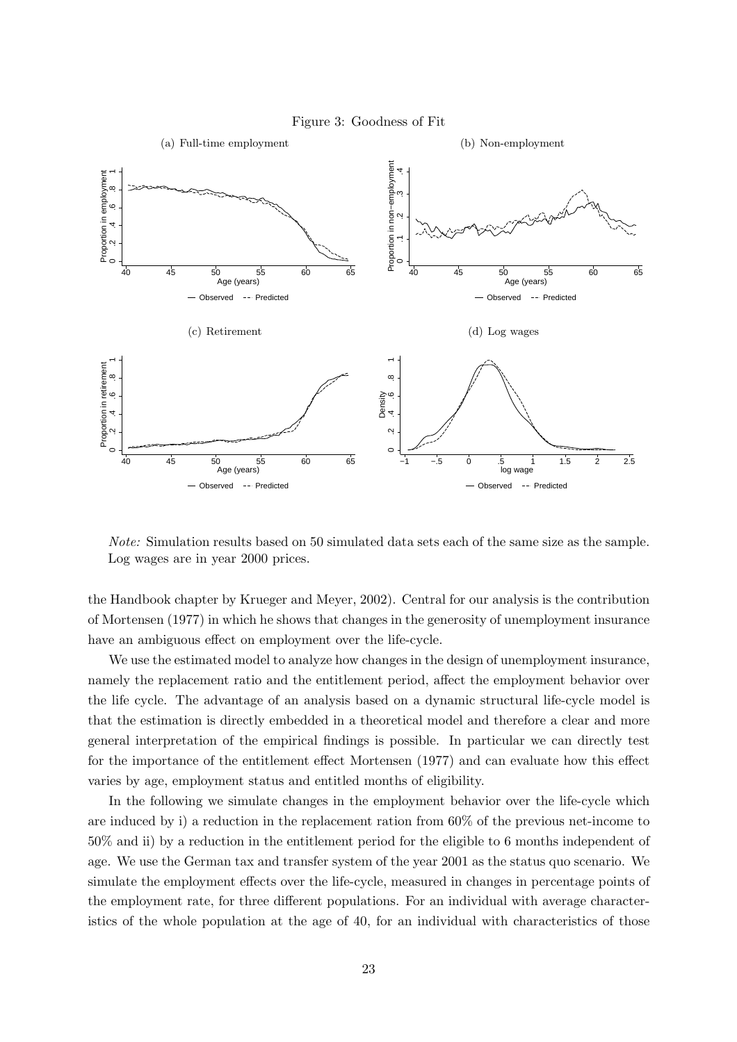Figure 3: Goodness of Fit

(a) Full-time employment

(b) Non-employment

(c) Retirement

(d) Log wages

*Note:* Simulation results based on 50 simulated data sets each of the same size as the sample. Log wages are in year 2000 prices.

the Handbook chapter by Krueger and Meyer, 2002). Central for our analysis is the contribution of Mortensen (1977) in which he shows that changes in the generosity of unemployment insurance have an ambiguous effect on employment over the life-cycle.

We use the estimated model to analyze how changes in the design of unemployment insurance, namely the replacement ratio and the entitlement period, affect the employment behavior over the life cycle. The advantage of an analysis based on a dynamic structural life-cycle model is that the estimation is directly embedded in a theoretical model and therefore a clear and more general interpretation of the empirical findings is possible. In particular we can directly test for the importance of the entitlement effect Mortensen (1977) and can evaluate how this effect varies by age, employment status and entitled months of eligibility.

In the following we simulate changes in the employment behavior over the life-cycle which are induced by i) a reduction in the replacement ration from 60% of the previous net-income to 50% and ii) by a reduction in the entitlement period for the eligible to 6 months independent of age. We use the German tax and transfer system of the year 2001 as the status quo scenario. We simulate the employment effects over the life-cycle, measured in changes in percentage points of the employment rate, for three different populations. For an individual with average characteristics of the whole population at the age of 40, for an individual with characteristics of those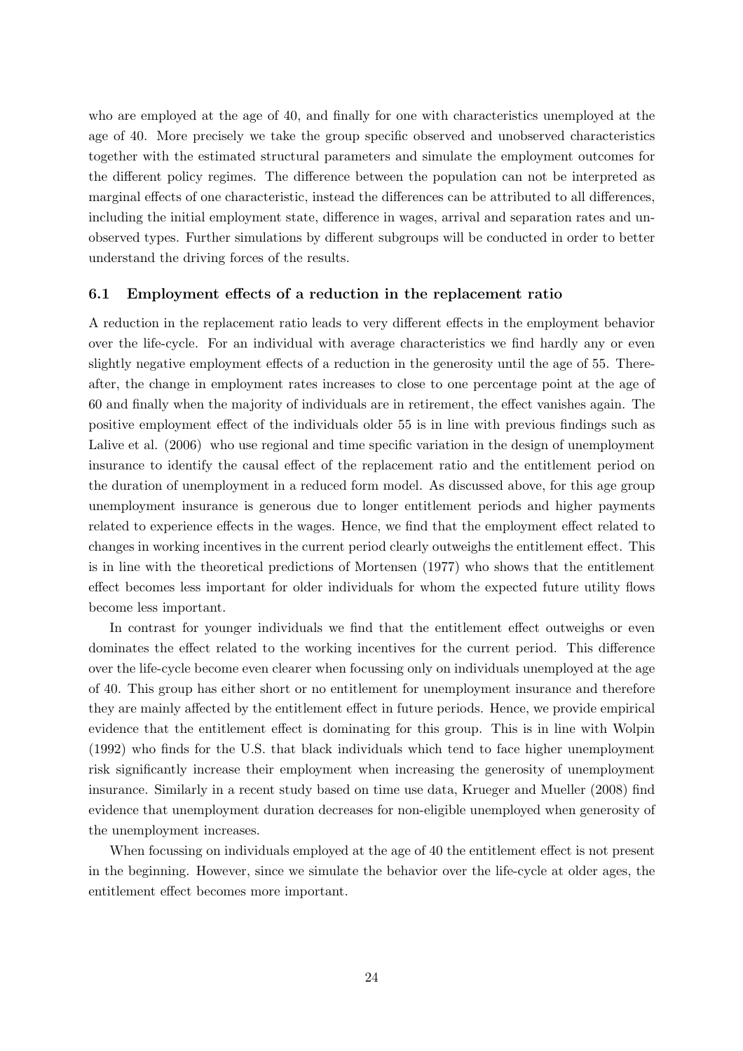who are employed at the age of 40, and finally for one with characteristics unemployed at the age of 40. More precisely we take the group specific observed and unobserved characteristics together with the estimated structural parameters and simulate the employment outcomes for the different policy regimes. The difference between the population can not be interpreted as marginal effects of one characteristic, instead the differences can be attributed to all differences, including the initial employment state, difference in wages, arrival and separation rates and unobserved types. Further simulations by different subgroups will be conducted in order to better understand the driving forces of the results.

### 6.1 Employment effects of a reduction in the replacement ratio

A reduction in the replacement ratio leads to very different effects in the employment behavior over the life-cycle. For an individual with average characteristics we find hardly any or even slightly negative employment effects of a reduction in the generosity until the age of 55. Thereafter, the change in employment rates increases to close to one percentage point at the age of 60 and finally when the majority of individuals are in retirement, the effect vanishes again. The positive employment effect of the individuals older 55 is in line with previous findings such as Lalive et al. (2006) who use regional and time specific variation in the design of unemployment insurance to identify the causal effect of the replacement ratio and the entitlement period on the duration of unemployment in a reduced form model. As discussed above, for this age group unemployment insurance is generous due to longer entitlement periods and higher payments related to experience effects in the wages. Hence, we find that the employment effect related to changes in working incentives in the current period clearly outweighs the entitlement effect. This is in line with the theoretical predictions of Mortensen (1977) who shows that the entitlement effect becomes less important for older individuals for whom the expected future utility flows become less important.

In contrast for younger individuals we find that the entitlement effect outweighs or even dominates the effect related to the working incentives for the current period. This difference over the life-cycle become even clearer when focussing only on individuals unemployed at the age of 40. This group has either short or no entitlement for unemployment insurance and therefore they are mainly affected by the entitlement effect in future periods. Hence, we provide empirical evidence that the entitlement effect is dominating for this group. This is in line with Wolpin (1992) who finds for the U.S. that black individuals which tend to face higher unemployment risk significantly increase their employment when increasing the generosity of unemployment insurance. Similarly in a recent study based on time use data, Krueger and Mueller (2008) find evidence that unemployment duration decreases for non-eligible unemployed when generosity of the unemployment increases.

When focussing on individuals employed at the age of 40 the entitlement effect is not present in the beginning. However, since we simulate the behavior over the life-cycle at older ages, the entitlement effect becomes more important.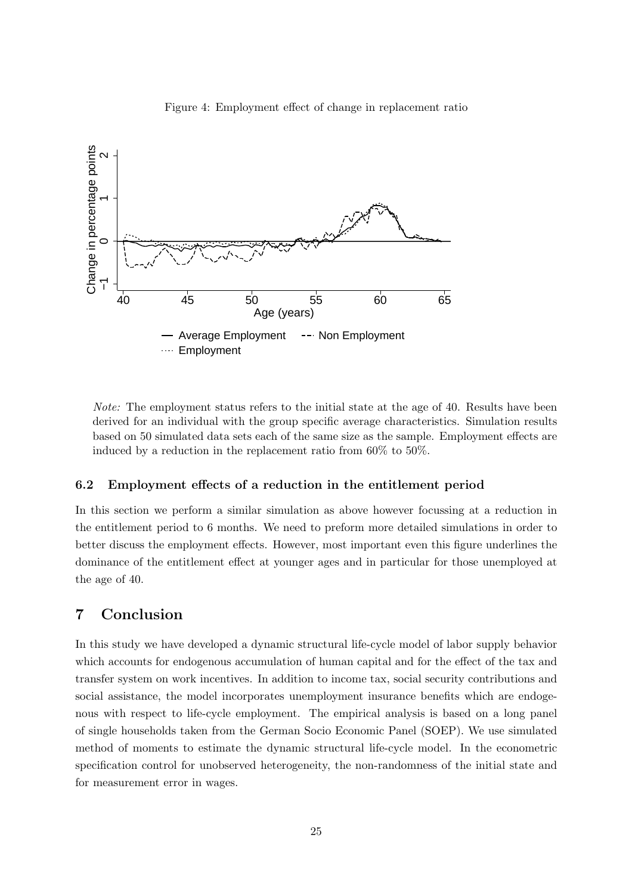Figure 4: Employment effect of change in replacement ratio

*Note:* The employment status refers to the initial state at the age of 40. Results have been derived for an individual with the group specific average characteristics. Simulation results based on 50 simulated data sets each of the same size as the sample. Employment effects are induced by a reduction in the replacement ratio from 60% to 50%.

### 6.2 Employment effects of a reduction in the entitlement period

In this section we perform a similar simulation as above however focussing at a reduction in the entitlement period to 6 months. We need to preform more detailed simulations in order to better discuss the employment effects. However, most important even this figure underlines the dominance of the entitlement effect at younger ages and in particular for those unemployed at the age of 40.

## 7 Conclusion

In this study we have developed a dynamic structural life-cycle model of labor supply behavior which accounts for endogenous accumulation of human capital and for the effect of the tax and transfer system on work incentives. In addition to income tax, social security contributions and social assistance, the model incorporates unemployment insurance benefits which are endogenous with respect to life-cycle employment. The empirical analysis is based on a long panel of single households taken from the German Socio Economic Panel (SOEP). We use simulated method of moments to estimate the dynamic structural life-cycle model. In the econometric specification control for unobserved heterogeneity, the non-randomness of the initial state and for measurement error in wages.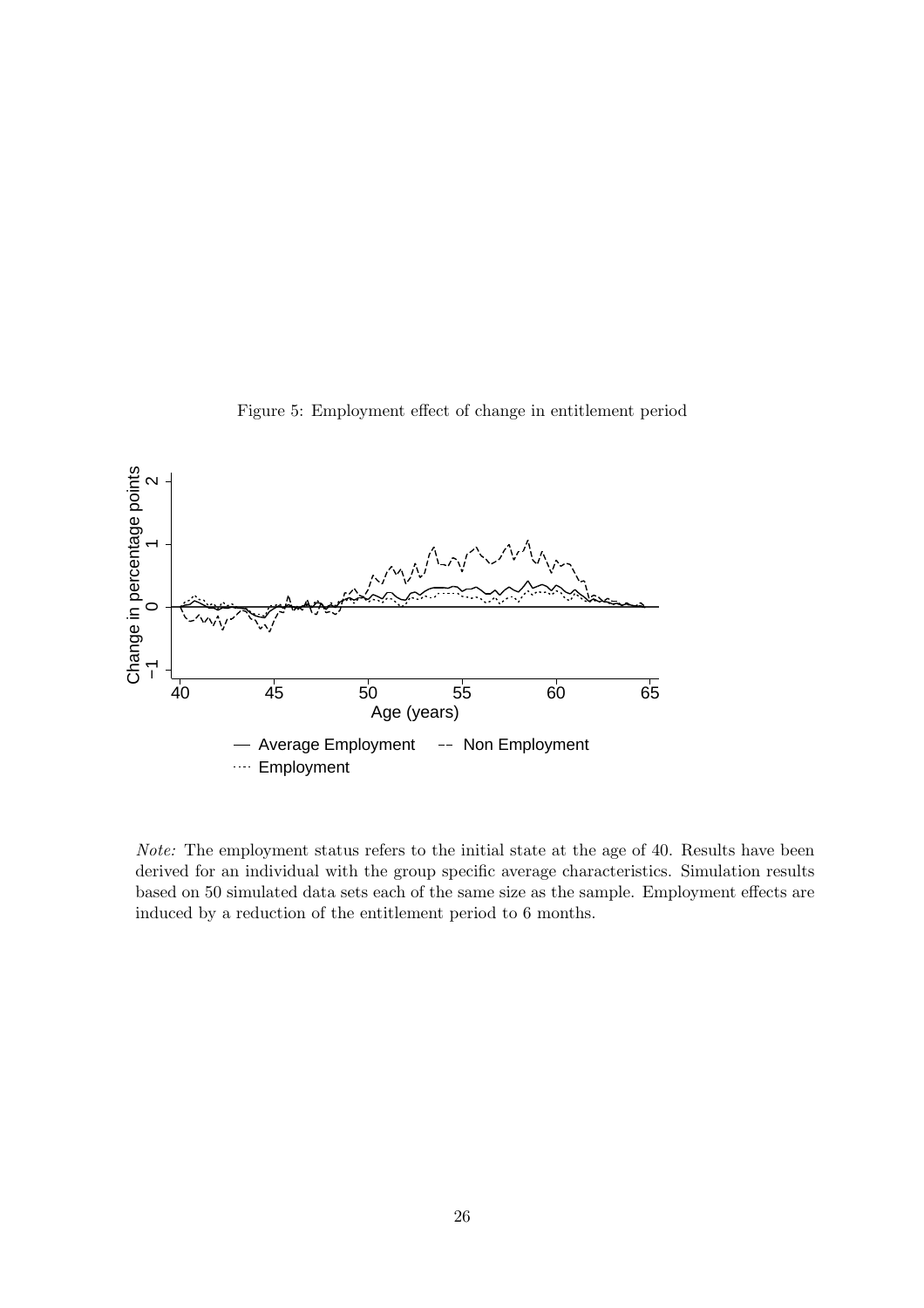Figure 5: Employment effect of change in entitlement period

*Note:* The employment status refers to the initial state at the age of 40. Results have been derived for an individual with the group specific average characteristics. Simulation results based on 50 simulated data sets each of the same size as the sample. Employment effects are induced by a reduction of the entitlement period to 6 months.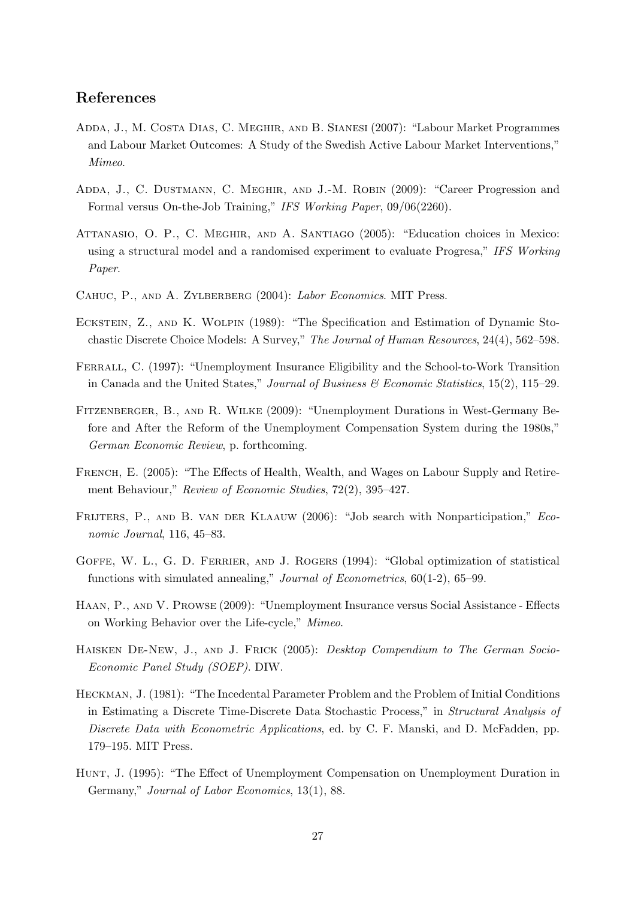## References

Adda, J., M. Costa Dias, C. Meghir, and B. Sianesi (2007): "Labour Market Programmes and Labour Market Outcomes: A Study of the Swedish Active Labour Market Interventions," *Mimeo*.

Adda, J., C. Dustmann, C. Meghir, and J.-M. Robin (2009): "Career Progression and Formal versus On-the-Job Training," *IFS Working Paper*, 09/06(2260).

Attanasio, O. P., C. Meghir, and A. Santiago (2005): "Education choices in Mexico: using a structural model and a randomised experiment to evaluate Progresa," *IFS Working Paper*.

Cahuc, P., and A. Zylberberg (2004): *Labor Economics*. MIT Press.

Eckstein, Z., and K. Wolpin (1989): "The Specification and Estimation of Dynamic Stochastic Discrete Choice Models: A Survey," *The Journal of Human Resources*, 24(4), 562–598.

Ferrall, C. (1997): "Unemployment Insurance Eligibility and the School-to-Work Transition in Canada and the United States," *Journal of Business & Economic Statistics*, 15(2), 115–29.

Fitzenberger, B., and R. Wilke (2009): "Unemployment Durations in West-Germany Before and After the Reform of the Unemployment Compensation System during the 1980s," *German Economic Review*, p. forthcoming.

French, E. (2005): "The Effects of Health, Wealth, and Wages on Labour Supply and Retirement Behaviour," *Review of Economic Studies*, 72(2), 395–427.

Frijters, P., and B. van der Klaauw (2006): "Job search with Nonparticipation," *Economic Journal*, 116, 45–83.

Goffe, W. L., G. D. Ferrier, and J. Rogers (1994): "Global optimization of statistical functions with simulated annealing," *Journal of Econometrics*, 60(1-2), 65–99.

Haan, P., and V. Prowse (2009): "Unemployment Insurance versus Social Assistance - Effects on Working Behavior over the Life-cycle," *Mimeo*.

Haisken De-New, J., and J. Frick (2005): *Desktop Compendium to The German Socio-Economic Panel Study (SOEP)*. DIW.

Heckman, J. (1981): "The Incedental Parameter Problem and the Problem of Initial Conditions in Estimating a Discrete Time-Discrete Data Stochastic Process," in *Structural Analysis of Discrete Data with Econometric Applications*, ed. by C. F. Manski, and D. McFadden, pp. 179–195. MIT Press.

Hunt, J. (1995): "The Effect of Unemployment Compensation on Unemployment Duration in Germany," *Journal of Labor Economics*, 13(1), 88.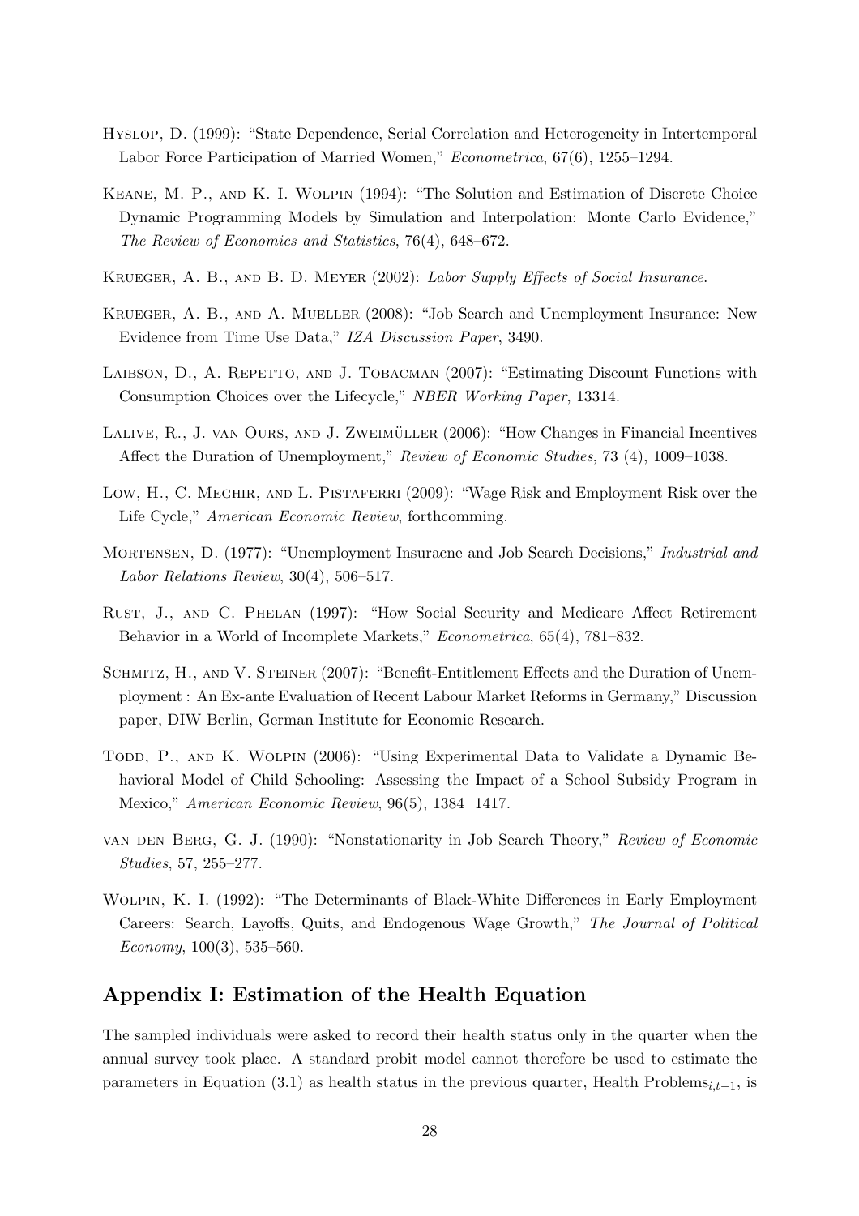Hyslop, D. (1999): "State Dependence, Serial Correlation and Heterogeneity in Intertemporal Labor Force Participation of Married Women," *Econometrica*, 67(6), 1255–1294.

Keane, M. P., and K. I. Wolpin (1994): "The Solution and Estimation of Discrete Choice Dynamic Programming Models by Simulation and Interpolation: Monte Carlo Evidence," *The Review of Economics and Statistics*, 76(4), 648–672.

Krueger, A. B., and B. D. Meyer (2002): *Labor Supply Effects of Social Insurance*.

Krueger, A. B., and A. Mueller (2008): "Job Search and Unemployment Insurance: New Evidence from Time Use Data," *IZA Discussion Paper*, 3490.

Laibson, D., A. Repetto, and J. Tobacman (2007): "Estimating Discount Functions with Consumption Choices over the Lifecycle," *NBER Working Paper*, 13314.

Lalive, R., J. van Ours, and J. Zweimüller (2006): "How Changes in Financial Incentives Affect the Duration of Unemployment," *Review of Economic Studies*, 73 (4), 1009–1038.

Low, H., C. Meghir, and L. Pistaferri (2009): "Wage Risk and Employment Risk over the Life Cycle," *American Economic Review*, forthcomming.

Mortensen, D. (1977): "Unemployment Insuracne and Job Search Decisions," *Industrial and Labor Relations Review*, 30(4), 506–517.

Rust, J., and C. Phelan (1997): "How Social Security and Medicare Affect Retirement Behavior in a World of Incomplete Markets," *Econometrica*, 65(4), 781–832.

Schmitz, H., and V. Steiner (2007): "Benefit-Entitlement Effects and the Duration of Unemployment : An Ex-ante Evaluation of Recent Labour Market Reforms in Germany," Discussion paper, DIW Berlin, German Institute for Economic Research.

Todd, P., and K. Wolpin (2006): "Using Experimental Data to Validate a Dynamic Behavioral Model of Child Schooling: Assessing the Impact of a School Subsidy Program in Mexico," *American Economic Review*, 96(5), 1384 1417.

van den Berg, G. J. (1990): "Nonstationarity in Job Search Theory," *Review of Economic Studies*, 57, 255–277.

Wolpin, K. I. (1992): "The Determinants of Black-White Differences in Early Employment Careers: Search, Layoffs, Quits, and Endogenous Wage Growth," *The Journal of Political Economy*, 100(3), 535–560.

## Appendix I: Estimation of the Health Equation

The sampled individuals were asked to record their health status only in the quarter when the annual survey took place. A standard probit model cannot therefore be used to estimate the parameters in Equation (3.1) as health status in the previous quarter, Health Problems$_{i,t-1}$, is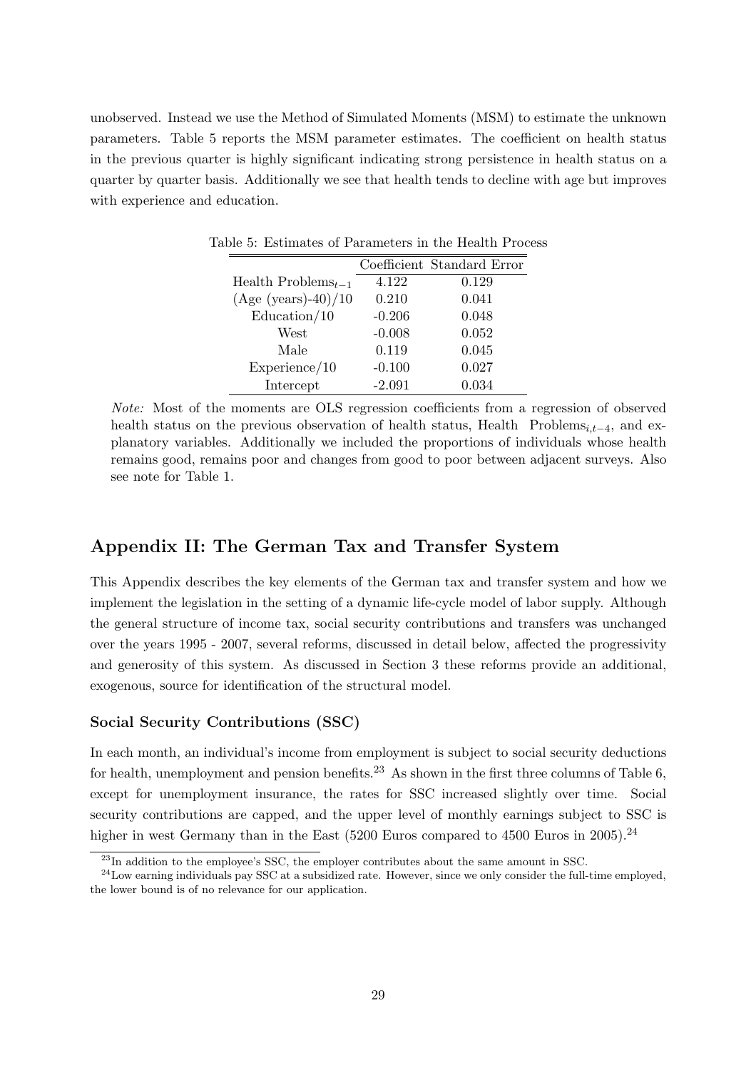unobserved. Instead we use the Method of Simulated Moments (MSM) to estimate the unknown parameters. Table 5 reports the MSM parameter estimates. The coefficient on health status in the previous quarter is highly significant indicating strong persistence in health status on a quarter by quarter basis. Additionally we see that health tends to decline with age but improves with experience and education.

Table 5: Estimates of Parameters in the Health Process

| | Coefficient | Standard Error |
|---|---|---|
| Health Problems$_{t-1}$ | 4.122 | 0.129 |
| (Age (years)-40)/10 | 0.210 | 0.041 |
| Education/10 | -0.206 | 0.048 |
| West | -0.008 | 0.052 |
| Male | 0.119 | 0.045 |
| Experience/10 | -0.100 | 0.027 |
| Intercept | -2.091 | 0.034 |

*Note:* Most of the moments are OLS regression coefficients from a regression of observed health status on the previous observation of health status, Health Problems$_{i,t-4}$, and explanatory variables. Additionally we included the proportions of individuals whose health remains good, remains poor and changes from good to poor between adjacent surveys. Also see note for Table 1.

## Appendix II: The German Tax and Transfer System

This Appendix describes the key elements of the German tax and transfer system and how we implement the legislation in the setting of a dynamic life-cycle model of labor supply. Although the general structure of income tax, social security contributions and transfers was unchanged over the years 1995 - 2007, several reforms, discussed in detail below, affected the progressivity and generosity of this system. As discussed in Section 3 these reforms provide an additional, exogenous, source for identification of the structural model.

### Social Security Contributions (SSC)

In each month, an individual's income from employment is subject to social security deductions for health, unemployment and pension benefits.[23] As shown in the first three columns of Table 6, except for unemployment insurance, the rates for SSC increased slightly over time. Social security contributions are capped, and the upper level of monthly earnings subject to SSC is higher in west Germany than in the East (5200 Euros compared to 4500 Euros in 2005).[24]

[23] In addition to the employee's SSC, the employer contributes about the same amount in SSC.

[24] Low earning individuals pay SSC at a subsidized rate. However, since we only consider the full-time employed, the lower bound is of no relevance for our application.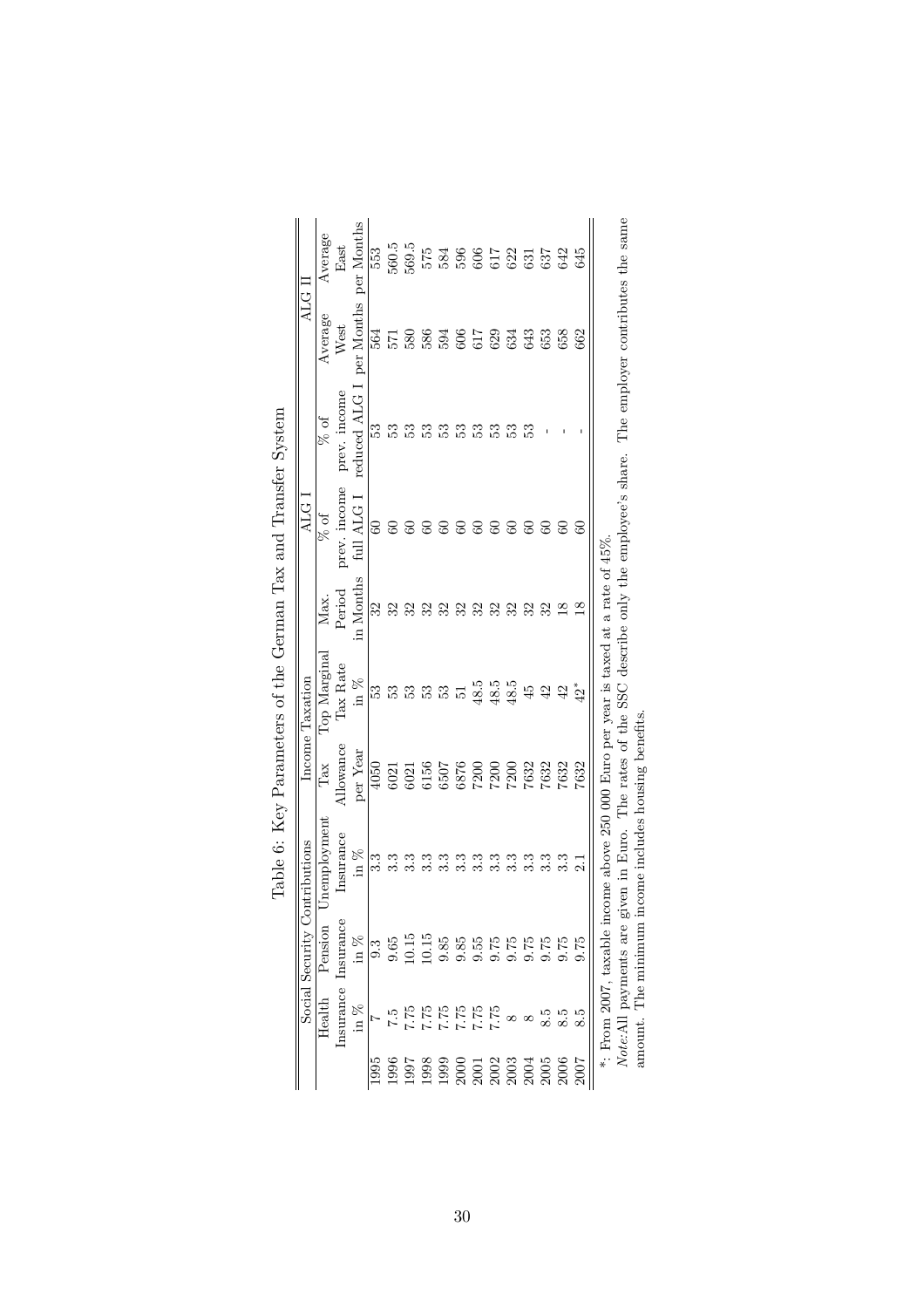Table 6: Key Parameters of the German Tax and Transfer System

| | Social Security Contributions | | | Income Taxation | | ALG I | | | ALG II | |
|---|---|---|---|---|---|---|---|---|---|---|
| | Health Insurance in % | Pension Insurance in % | Unemployment Insurance in % | Tax Allowance per Year | Top Marginal Tax Rate in % | Max. Period in Months | % of prev. income full ALG I | % of prev. income reduced ALG I | Average West per Months | Average East per Months |
| 1995 | 7 | 9.3 | 3.3 | 4050 | 53 | 32 | 60 | 53 | 564 | 553 |
| 1996 | 7.5 | 9.65 | 3.3 | 6021 | 53 | 32 | 60 | 53 | 571 | 560.5 |
| 1997 | 7.75 | 10.15 | 3.3 | 6021 | 53 | 32 | 60 | 53 | 580 | 569.5 |
| 1998 | 7.75 | 10.15 | 3.3 | 6156 | 53 | 32 | 60 | 53 | 586 | 575 |
| 1999 | 7.75 | 9.85 | 3.3 | 6507 | 53 | 32 | 60 | 53 | 594 | 584 |
| 2000 | 7.75 | 9.85 | 3.3 | 6876 | 51 | 32 | 60 | 53 | 606 | 596 |
| 2001 | 7.75 | 9.55 | 3.3 | 7200 | 48.5 | 32 | 60 | 53 | 617 | 606 |
| 2002 | 7.75 | 9.75 | 3.3 | 7200 | 48.5 | 32 | 60 | 53 | 629 | 617 |
| 2003 | 8 | 9.75 | 3.3 | 7200 | 48.5 | 32 | 60 | 53 | 634 | 622 |
| 2004 | 8 | 9.75 | 3.3 | 7632 | 45 | 32 | 60 | 53 | 643 | 631 |
| 2005 | 8.5 | 9.75 | 3.3 | 7632 | 42 | 32 | 60 | - | 653 | 637 |
| 2006 | 8.5 | 9.75 | 3.3 | 7632 | 42 | 18 | 60 | - | 658 | 642 |
| 2007 | 8.5 | 9.75 | 2.1 | 7632 | 42* | 18 | 60 | - | 662 | 645 |

*: From 2007, taxable income above 250 000 Euro per year is taxed at a rate of 45%.

*Note:* All payments are given in Euro. The rates of the SSC describe only the employee's share. The employer contributes the same amount. The minimum income includes housing benefits.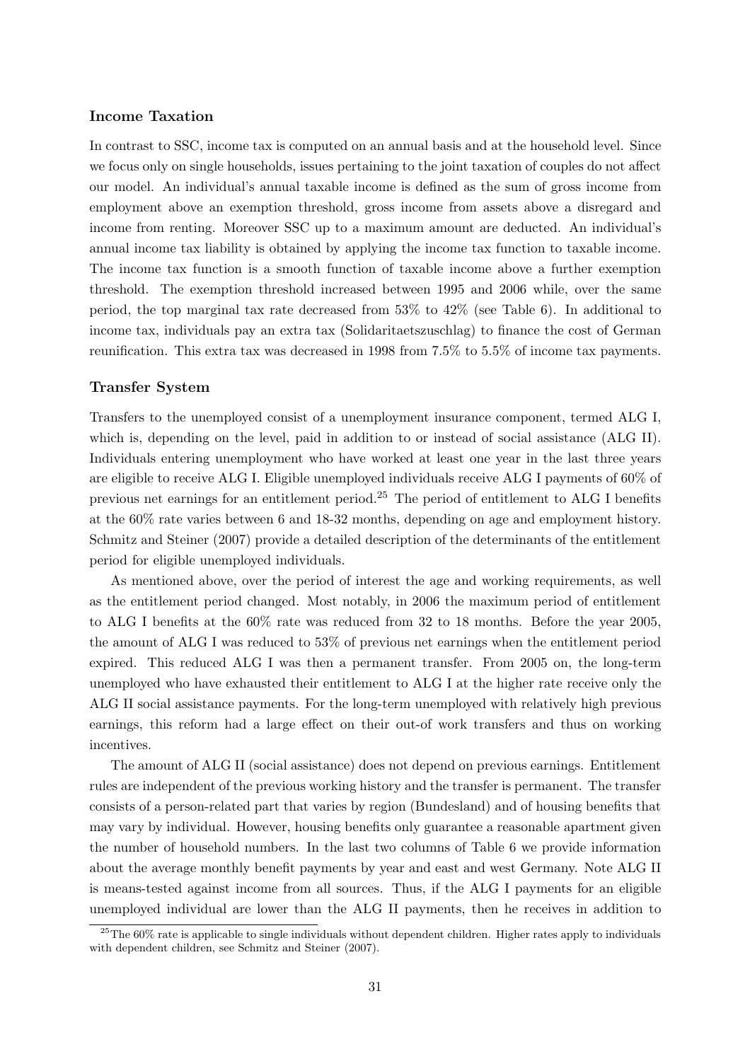### Income Taxation

In contrast to SSC, income tax is computed on an annual basis and at the household level. Since we focus only on single households, issues pertaining to the joint taxation of couples do not affect our model. An individual's annual taxable income is defined as the sum of gross income from employment above an exemption threshold, gross income from assets above a disregard and income from renting. Moreover SSC up to a maximum amount are deducted. An individual's annual income tax liability is obtained by applying the income tax function to taxable income. The income tax function is a smooth function of taxable income above a further exemption threshold. The exemption threshold increased between 1995 and 2006 while, over the same period, the top marginal tax rate decreased from 53% to 42% (see Table 6). In additional to income tax, individuals pay an extra tax (Solidaritaetszuschlag) to finance the cost of German reunification. This extra tax was decreased in 1998 from 7.5% to 5.5% of income tax payments.

### Transfer System

Transfers to the unemployed consist of a unemployment insurance component, termed ALG I, which is, depending on the level, paid in addition to or instead of social assistance (ALG II). Individuals entering unemployment who have worked at least one year in the last three years are eligible to receive ALG I. Eligible unemployed individuals receive ALG I payments of 60% of previous net earnings for an entitlement period.[25] The period of entitlement to ALG I benefits at the 60% rate varies between 6 and 18-32 months, depending on age and employment history. Schmitz and Steiner (2007) provide a detailed description of the determinants of the entitlement period for eligible unemployed individuals.

As mentioned above, over the period of interest the age and working requirements, as well as the entitlement period changed. Most notably, in 2006 the maximum period of entitlement to ALG I benefits at the 60% rate was reduced from 32 to 18 months. Before the year 2005, the amount of ALG I was reduced to 53% of previous net earnings when the entitlement period expired. This reduced ALG I was then a permanent transfer. From 2005 on, the long-term unemployed who have exhausted their entitlement to ALG I at the higher rate receive only the ALG II social assistance payments. For the long-term unemployed with relatively high previous earnings, this reform had a large effect on their out-of work transfers and thus on working incentives.

The amount of ALG II (social assistance) does not depend on previous earnings. Entitlement rules are independent of the previous working history and the transfer is permanent. The transfer consists of a person-related part that varies by region (Bundesland) and of housing benefits that may vary by individual. However, housing benefits only guarantee a reasonable apartment given the number of household numbers. In the last two columns of Table 6 we provide information about the average monthly benefit payments by year and east and west Germany. Note ALG II is means-tested against income from all sources. Thus, if the ALG I payments for an eligible unemployed individual are lower than the ALG II payments, then he receives in addition to

[25] The 60% rate is applicable to single individuals without dependent children. Higher rates apply to individuals with dependent children, see Schmitz and Steiner (2007).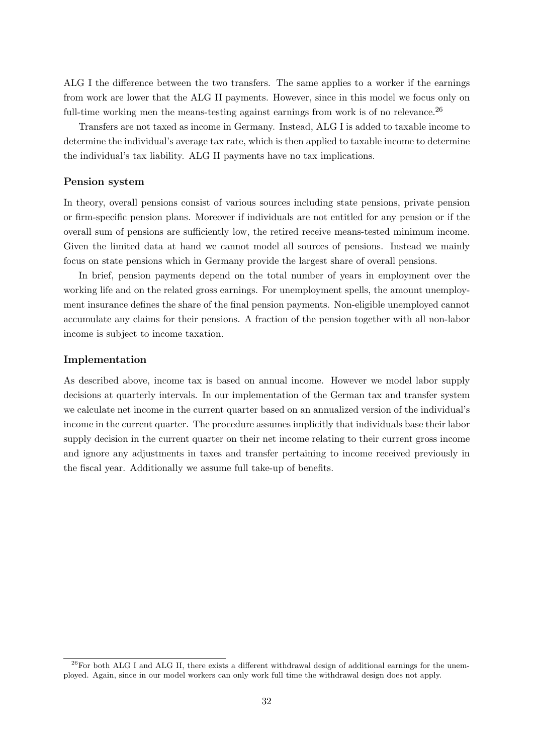ALG I the difference between the two transfers. The same applies to a worker if the earnings from work are lower that the ALG II payments. However, since in this model we focus only on full-time working men the means-testing against earnings from work is of no relevance.[26]

Transfers are not taxed as income in Germany. Instead, ALG I is added to taxable income to determine the individual's average tax rate, which is then applied to taxable income to determine the individual's tax liability. ALG II payments have no tax implications.

**Pension system**

In theory, overall pensions consist of various sources including state pensions, private pension or firm-specific pension plans. Moreover if individuals are not entitled for any pension or if the overall sum of pensions are sufficiently low, the retired receive means-tested minimum income. Given the limited data at hand we cannot model all sources of pensions. Instead we mainly focus on state pensions which in Germany provide the largest share of overall pensions.

In brief, pension payments depend on the total number of years in employment over the working life and on the related gross earnings. For unemployment spells, the amount unemployment insurance defines the share of the final pension payments. Non-eligible unemployed cannot accumulate any claims for their pensions. A fraction of the pension together with all non-labor income is subject to income taxation.

**Implementation**

As described above, income tax is based on annual income. However we model labor supply decisions at quarterly intervals. In our implementation of the German tax and transfer system we calculate net income in the current quarter based on an annualized version of the individual's income in the current quarter. The procedure assumes implicitly that individuals base their labor supply decision in the current quarter on their net income relating to their current gross income and ignore any adjustments in taxes and transfer pertaining to income received previously in the fiscal year. Additionally we assume full take-up of benefits.

[26] For both ALG I and ALG II, there exists a different withdrawal design of additional earnings for the unemployed. Again, since in our model workers can only work full time the withdrawal design does not apply.